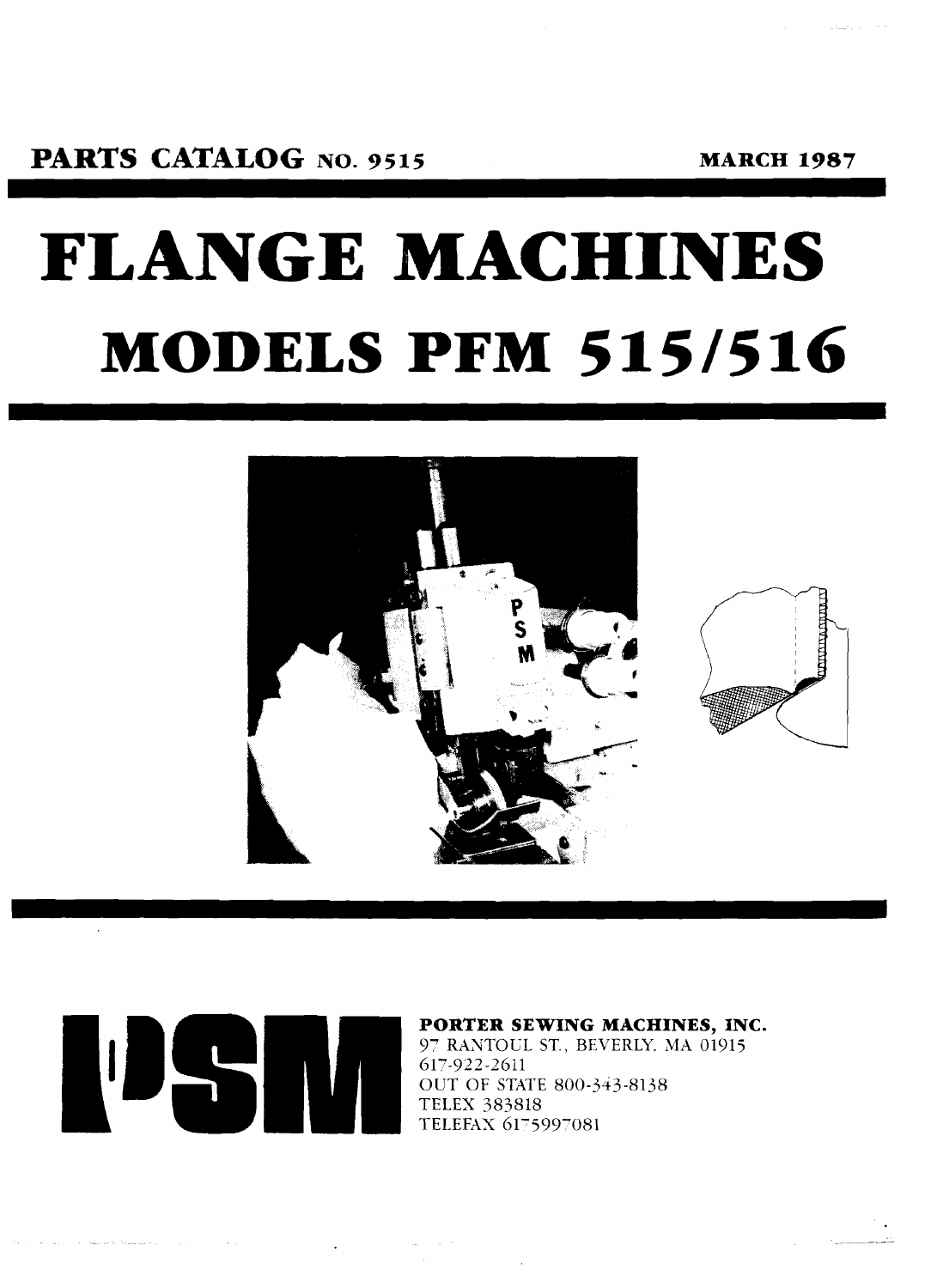PARTS CATALOG NO. 9515 MARCH 1987

# FLANGE MACHINES

# MODELS PFM 515/516

**PORTER SEWING MACHINES, INC.**
97 RANTOUL ST., BEVERLY, MA 01915
617-922-2611
OUT OF STATE 800-343-8138
TELEX 383818
TELEFAX 6175997081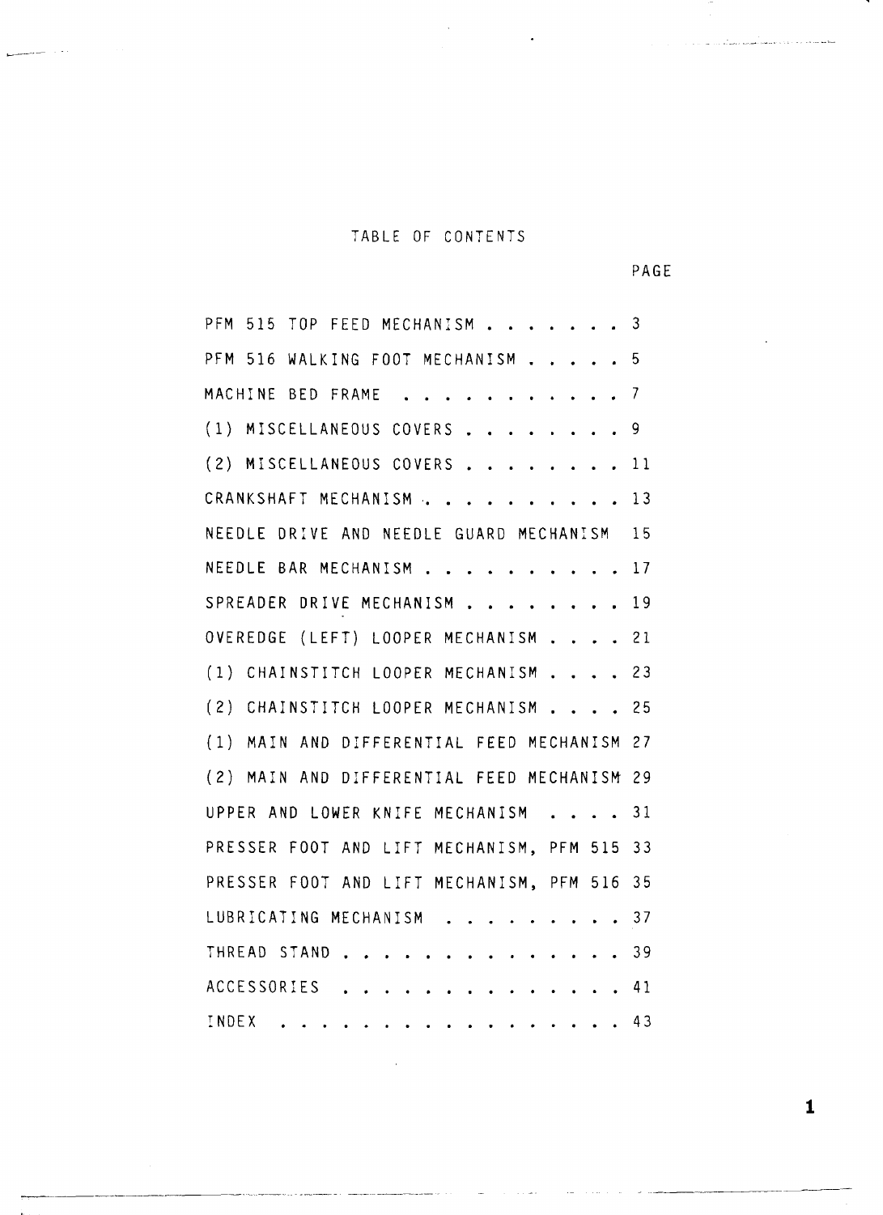# TABLE OF CONTENTS

| | PAGE |
|---|---|
| PFM 515 TOP FEED MECHANISM | 3 |
| PFM 516 WALKING FOOT MECHANISM | 5 |
| MACHINE BED FRAME | 7 |
| (1) MISCELLANEOUS COVERS | 9 |
| (2) MISCELLANEOUS COVERS | 11 |
| CRANKSHAFT MECHANISM | 13 |
| NEEDLE DRIVE AND NEEDLE GUARD MECHANISM | 15 |
| NEEDLE BAR MECHANISM | 17 |
| SPREADER DRIVE MECHANISM | 19 |
| OVEREDGE (LEFT) LOOPER MECHANISM | 21 |
| (1) CHAINSTITCH LOOPER MECHANISM | 23 |
| (2) CHAINSTITCH LOOPER MECHANISM | 25 |
| (1) MAIN AND DIFFERENTIAL FEED MECHANISM | 27 |
| (2) MAIN AND DIFFERENTIAL FEED MECHANISM | 29 |
| UPPER AND LOWER KNIFE MECHANISM | 31 |
| PRESSER FOOT AND LIFT MECHANISM, PFM 515 | 33 |
| PRESSER FOOT AND LIFT MECHANISM, PFM 516 | 35 |
| LUBRICATING MECHANISM | 37 |
| THREAD STAND | 39 |
| ACCESSORIES | 41 |
| INDEX | 43 |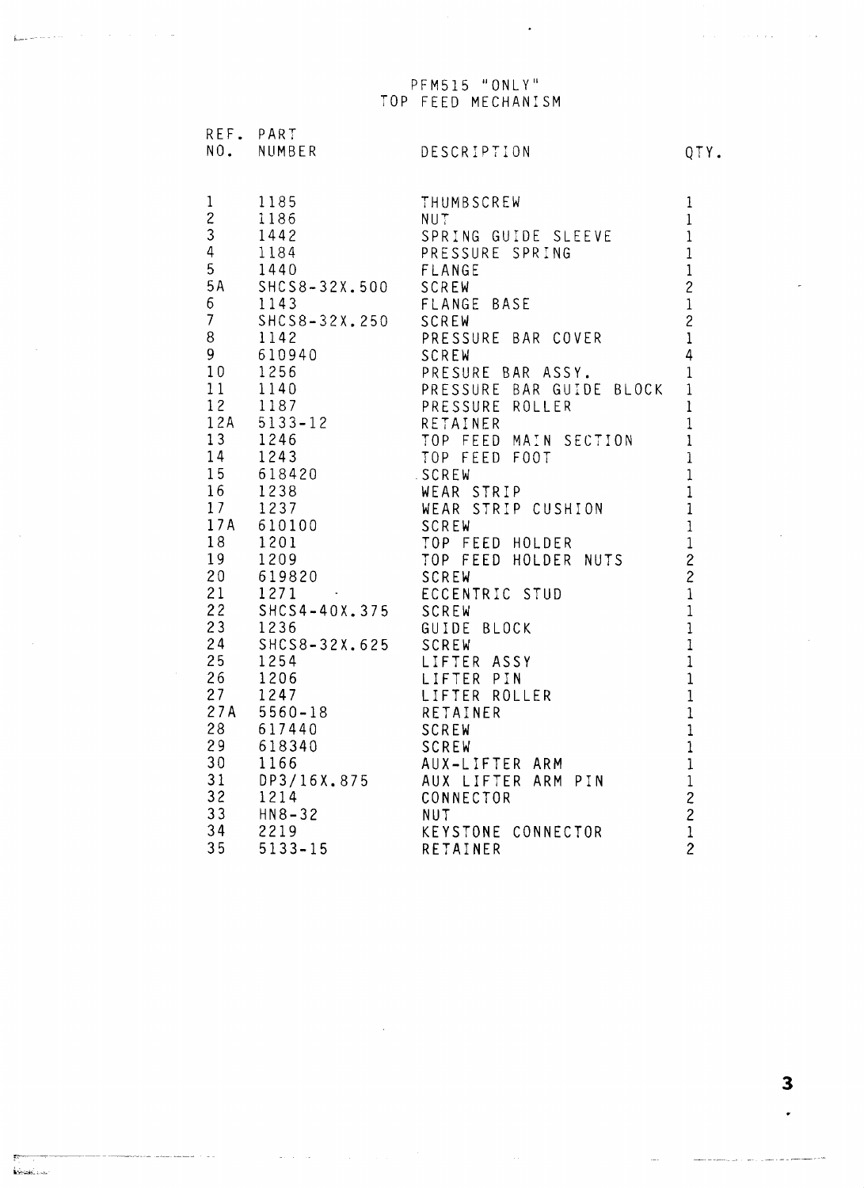# PFM515 "ONLY"
# TOP FEED MECHANISM

| REF. NO. | PART NUMBER | DESCRIPTION | QTY. |
|---|---|---|---|
| 1 | 1185 | THUMBSCREW | 1 |
| 2 | 1186 | NUT | 1 |
| 3 | 1442 | SPRING GUIDE SLEEVE | 1 |
| 4 | 1184 | PRESSURE SPRING | 1 |
| 5 | 1440 | FLANGE | 1 |
| 5A | SHCS8-32X.500 | SCREW | 2 |
| 6 | 1143 | FLANGE BASE | 1 |
| 7 | SHCS8-32X.250 | SCREW | 2 |
| 8 | 1142 | PRESSURE BAR COVER | 1 |
| 9 | 610940 | SCREW | 4 |
| 10 | 1256 | PRESURE BAR ASSY. | 1 |
| 11 | 1140 | PRESSURE BAR GUIDE BLOCK | 1 |
| 12 | 1187 | PRESSURE ROLLER | 1 |
| 12A | 5133-12 | RETAINER | 1 |
| 13 | 1246 | TOP FEED MAIN SECTION | 1 |
| 14 | 1243 | TOP FEED FOOT | 1 |
| 15 | 618420 | SCREW | 1 |
| 16 | 1238 | WEAR STRIP | 1 |
| 17 | 1237 | WEAR STRIP CUSHION | 1 |
| 17A | 610100 | SCREW | 1 |
| 18 | 1201 | TOP FEED HOLDER | 1 |
| 19 | 1209 | TOP FEED HOLDER NUTS | 2 |
| 20 | 619820 | SCREW | 2 |
| 21 | 1271 | ECCENTRIC STUD | 1 |
| 22 | SHCS4-40X.375 | SCREW | 1 |
| 23 | 1236 | GUIDE BLOCK | 1 |
| 24 | SHCS8-32X.625 | SCREW | 1 |
| 25 | 1254 | LIFTER ASSY | 1 |
| 26 | 1206 | LIFTER PIN | 1 |
| 27 | 1247 | LIFTER ROLLER | 1 |
| 27A | 5560-18 | RETAINER | 1 |
| 28 | 617440 | SCREW | 1 |
| 29 | 618340 | SCREW | 1 |
| 30 | 1166 | AUX-LIFTER ARM | 1 |
| 31 | DP3/16X.875 | AUX LIFTER ARM PIN | 1 |
| 32 | 1214 | CONNECTOR | 2 |
| 33 | HN8-32 | NUT | 2 |
| 34 | 2219 | KEYSTONE CONNECTOR | 1 |
| 35 | 5133-15 | RETAINER | 2 |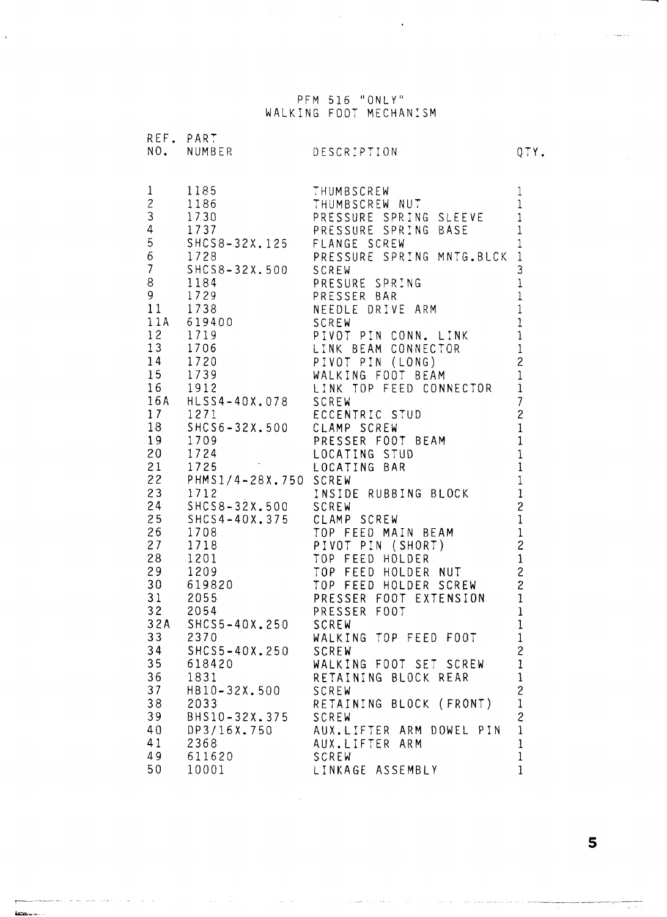# PFM 516 "ONLY"
## WALKING FOOT MECHANISM

| REF. NO. | PART NUMBER | DESCRIPTION | QTY. |
|---|---|---|---|
| 1 | 1185 | THUMBSCREW | 1 |
| 2 | 1186 | THUMBSCREW NUT | 1 |
| 3 | 1730 | PRESSURE SPRING SLEEVE | 1 |
| 4 | 1737 | PRESSURE SPRING BASE | 1 |
| 5 | SHCS8-32X.125 | FLANGE SCREW | 1 |
| 6 | 1728 | PRESSURE SPRING MNTG.BLCK | 1 |
| 7 | SHCS8-32X.500 | SCREW | 3 |
| 8 | 1184 | PRESURE SPRING | 1 |
| 9 | 1729 | PRESSER BAR | 1 |
| 11 | 1738 | NEEDLE DRIVE ARM | 1 |
| 11A | 619400 | SCREW | 1 |
| 12 | 1719 | PIVOT PIN CONN. LINK | 1 |
| 13 | 1706 | LINK BEAM CONNECTOR | 1 |
| 14 | 1720 | PIVOT PIN (LONG) | 2 |
| 15 | 1739 | WALKING FOOT BEAM | 1 |
| 16 | 1912 | LINK TOP FEED CONNECTOR | 1 |
| 16A | HLSS4-40X.078 | SCREW | 7 |
| 17 | 1271 | ECCENTRIC STUD | 2 |
| 18 | SHCS6-32X.500 | CLAMP SCREW | 1 |
| 19 | 1709 | PRESSER FOOT BEAM | 1 |
| 20 | 1724 | LOCATING STUD | 1 |
| 21 | 1725 | LOCATING BAR | 1 |
| 22 | PHMS1/4-28X.750 | SCREW | 1 |
| 23 | 1712 | INSIDE RUBBING BLOCK | 1 |
| 24 | SHCS8-32X.500 | SCREW | 2 |
| 25 | SHCS4-40X.375 | CLAMP SCREW | 1 |
| 26 | 1708 | TOP FEED MAIN BEAM | 1 |
| 27 | 1718 | PIVOT PIN (SHORT) | 2 |
| 28 | 1201 | TOP FEED HOLDER | 1 |
| 29 | 1209 | TOP FEED HOLDER NUT | 2 |
| 30 | 619820 | TOP FEED HOLDER SCREW | 2 |
| 31 | 2055 | PRESSER FOOT EXTENSION | 1 |
| 32 | 2054 | PRESSER FOOT | 1 |
| 32A | SHCS5-40X.250 | SCREW | 1 |
| 33 | 2370 | WALKING TOP FEED FOOT | 1 |
| 34 | SHCS5-40X.250 | SCREW | 2 |
| 35 | 618420 | WALKING FOOT SET SCREW | 1 |
| 36 | 1831 | RETAINING BLOCK REAR | 1 |
| 37 | HB10-32X.500 | SCREW | 2 |
| 38 | 2033 | RETAINING BLOCK (FRONT) | 1 |
| 39 | BHS10-32X.375 | SCREW | 2 |
| 40 | DP3/16X.750 | AUX.LIFTER ARM DOWEL PIN | 1 |
| 41 | 2368 | AUX.LIFTER ARM | 1 |
| 49 | 611620 | SCREW | 1 |
| 50 | 10001 | LINKAGE ASSEMBLY | 1 |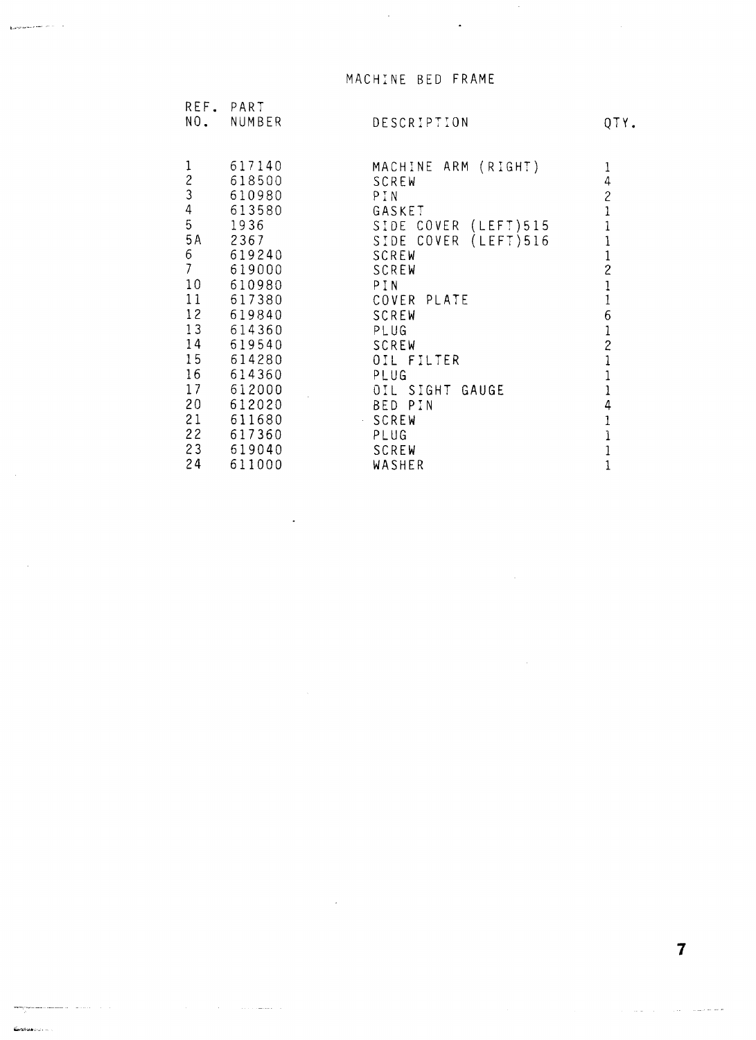# MACHINE BED FRAME

| REF. NO. | PART NUMBER | DESCRIPTION | QTY. |
|---|---|---|---|
| 1 | 617140 | MACHINE ARM (RIGHT) | 1 |
| 2 | 618500 | SCREW | 4 |
| 3 | 610980 | PIN | 2 |
| 4 | 613580 | GASKET | 1 |
| 5 | 1936 | SIDE COVER (LEFT)515 | 1 |
| 5A | 2367 | SIDE COVER (LEFT)516 | 1 |
| 6 | 619240 | SCREW | 1 |
| 7 | 619000 | SCREW | 2 |
| 10 | 610980 | PIN | 1 |
| 11 | 617380 | COVER PLATE | 1 |
| 12 | 619840 | SCREW | 6 |
| 13 | 614360 | PLUG | 1 |
| 14 | 619540 | SCREW | 2 |
| 15 | 614280 | OIL FILTER | 1 |
| 16 | 614360 | PLUG | 1 |
| 17 | 612000 | OIL SIGHT GAUGE | 1 |
| 20 | 612020 | BED PIN | 4 |
| 21 | 611680 | SCREW | 1 |
| 22 | 617360 | PLUG | 1 |
| 23 | 619040 | SCREW | 1 |
| 24 | 611000 | WASHER | 1 |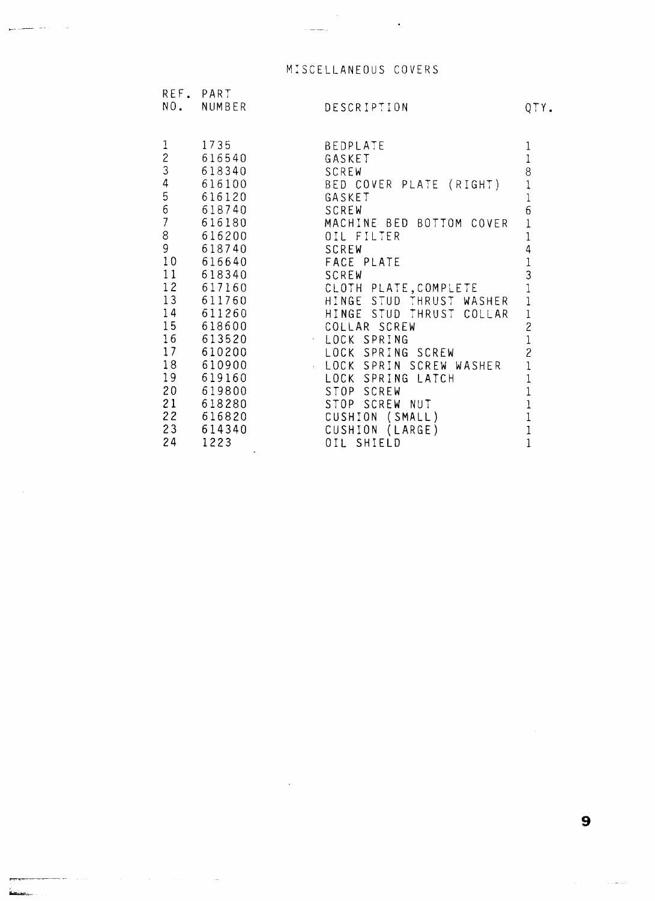# MISCELLANEOUS COVERS

| REF. NO. | PART NUMBER | DESCRIPTION | QTY. |
|---|---|---|---|
| 1 | 1735 | BEDPLATE | 1 |
| 2 | 616540 | GASKET | 1 |
| 3 | 618340 | SCREW | 8 |
| 4 | 616100 | BED COVER PLATE (RIGHT) | 1 |
| 5 | 616120 | GASKET | 1 |
| 6 | 618740 | SCREW | 6 |
| 7 | 616180 | MACHINE BED BOTTOM COVER | 1 |
| 8 | 616200 | OIL FILTER | 1 |
| 9 | 618740 | SCREW | 4 |
| 10 | 616640 | FACE PLATE | 1 |
| 11 | 618340 | SCREW | 3 |
| 12 | 617160 | CLOTH PLATE,COMPLETE | 1 |
| 13 | 611760 | HINGE STUD THRUST WASHER | 1 |
| 14 | 611260 | HINGE STUD THRUST COLLAR | 1 |
| 15 | 618600 | COLLAR SCREW | 2 |
| 16 | 613520 | LOCK SPRING | 1 |
| 17 | 610200 | LOCK SPRING SCREW | 2 |
| 18 | 610900 | LOCK SPRIN SCREW WASHER | 1 |
| 19 | 619160 | LOCK SPRING LATCH | 1 |
| 20 | 619800 | STOP SCREW | 1 |
| 21 | 618280 | STOP SCREW NUT | 1 |
| 22 | 616820 | CUSHION (SMALL) | 1 |
| 23 | 614340 | CUSHION (LARGE) | 1 |
| 24 | 1223 | OIL SHIELD | 1 |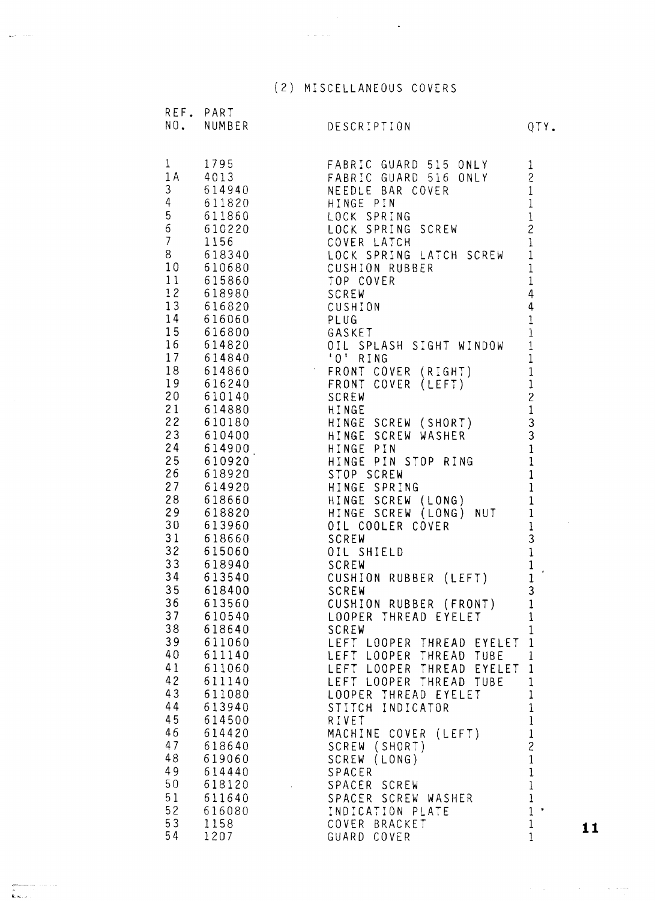## (2) MISCELLANEOUS COVERS

| REF. NO. | PART NUMBER | DESCRIPTION | QTY. |
|---|---|---|---|
| 1 | 1795 | FABRIC GUARD 515 ONLY | 1 |
| 1A | 4013 | FABRIC GUARD 516 ONLY | 2 |
| 3 | 614940 | NEEDLE BAR COVER | 1 |
| 4 | 611820 | HINGE PIN | 1 |
| 5 | 611860 | LOCK SPRING | 1 |
| 6 | 610220 | LOCK SPRING SCREW | 2 |
| 7 | 1156 | COVER LATCH | 1 |
| 8 | 618340 | LOCK SPRING LATCH SCREW | 1 |
| 10 | 610680 | CUSHION RUBBER | 1 |
| 11 | 615860 | TOP COVER | 1 |
| 12 | 618980 | SCREW | 4 |
| 13 | 616820 | CUSHION | 4 |
| 14 | 616060 | PLUG | 1 |
| 15 | 616800 | GASKET | 1 |
| 16 | 614820 | OIL SPLASH SIGHT WINDOW | 1 |
| 17 | 614840 | 'O' RING | 1 |
| 18 | 614860 | FRONT COVER (RIGHT) | 1 |
| 19 | 616240 | FRONT COVER (LEFT) | 1 |
| 20 | 610140 | SCREW | 2 |
| 21 | 614880 | HINGE | 1 |
| 22 | 610180 | HINGE SCREW (SHORT) | 3 |
| 23 | 610400 | HINGE SCREW WASHER | 3 |
| 24 | 614900 | HINGE PIN | 1 |
| 25 | 610920 | HINGE PIN STOP RING | 1 |
| 26 | 618920 | STOP SCREW | 1 |
| 27 | 614920 | HINGE SPRING | 1 |
| 28 | 618660 | HINGE SCREW (LONG) | 1 |
| 29 | 618820 | HINGE SCREW (LONG) NUT | 1 |
| 30 | 613960 | OIL COOLER COVER | 1 |
| 31 | 618660 | SCREW | 3 |
| 32 | 615060 | OIL SHIELD | 1 |
| 33 | 618940 | SCREW | 1 |
| 34 | 613540 | CUSHION RUBBER (LEFT) | 1 |
| 35 | 618400 | SCREW | 3 |
| 36 | 613560 | CUSHION RUBBER (FRONT) | 1 |
| 37 | 610540 | LOOPER THREAD EYELET | 1 |
| 38 | 618640 | SCREW | 1 |
| 39 | 611060 | LEFT LOOPER THREAD EYELET | 1 |
| 40 | 611140 | LEFT LOOPER THREAD TUBE | 1 |
| 41 | 611060 | LEFT LOOPER THREAD EYELET | 1 |
| 42 | 611140 | LEFT LOOPER THREAD TUBE | 1 |
| 43 | 611080 | LOOPER THREAD EYELET | 1 |
| 44 | 613940 | STITCH INDICATOR | 1 |
| 45 | 614500 | RIVET | 1 |
| 46 | 614420 | MACHINE COVER (LEFT) | 1 |
| 47 | 618640 | SCREW (SHORT) | 2 |
| 48 | 619060 | SCREW (LONG) | 1 |
| 49 | 614440 | SPACER | 1 |
| 50 | 618120 | SPACER SCREW | 1 |
| 51 | 611640 | SPACER SCREW WASHER | 1 |
| 52 | 616080 | INDICATION PLATE | 1 |
| 53 | 1158 | COVER BRACKET | 1 |
| 54 | 1207 | GUARD COVER | 1 |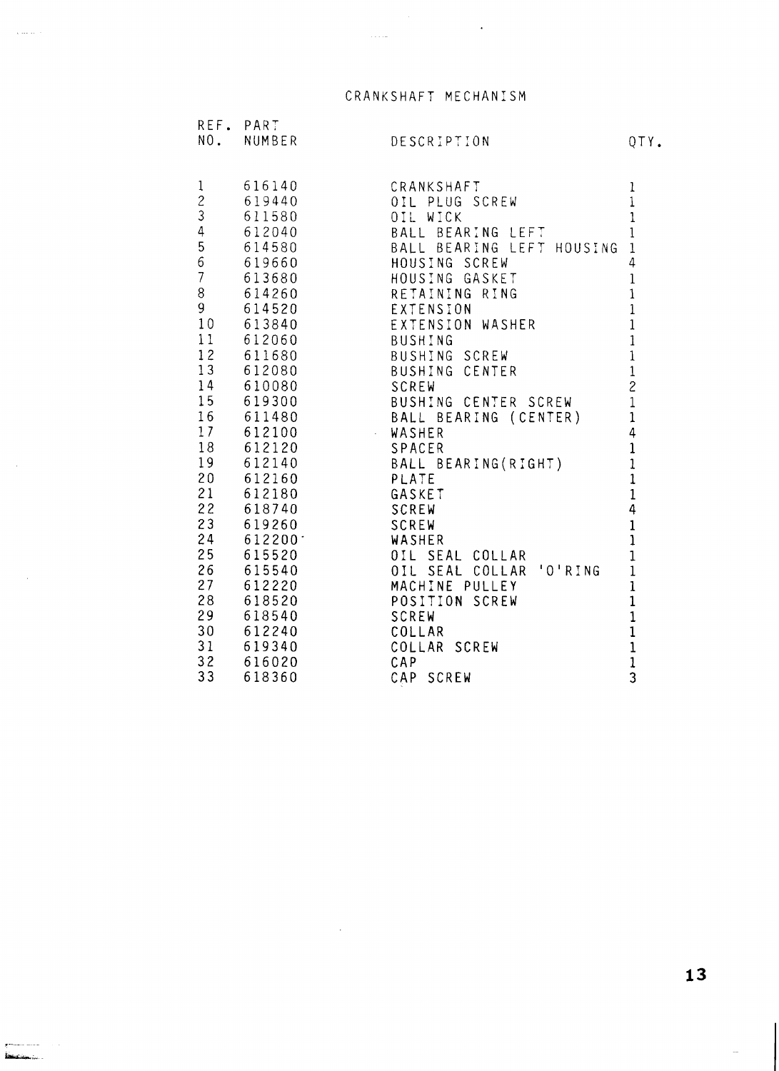# CRANKSHAFT MECHANISM

| REF. NO. | PART NUMBER | DESCRIPTION | QTY. |
|---|---|---|---|
| 1 | 616140 | CRANKSHAFT | 1 |
| 2 | 619440 | OIL PLUG SCREW | 1 |
| 3 | 611580 | OIL WICK | 1 |
| 4 | 612040 | BALL BEARING LEFT | 1 |
| 5 | 614580 | BALL BEARING LEFT HOUSING | 1 |
| 6 | 619660 | HOUSING SCREW | 4 |
| 7 | 613680 | HOUSING GASKET | 1 |
| 8 | 614260 | RETAINING RING | 1 |
| 9 | 614520 | EXTENSION | 1 |
| 10 | 613840 | EXTENSION WASHER | 1 |
| 11 | 612060 | BUSHING | 1 |
| 12 | 611680 | BUSHING SCREW | 1 |
| 13 | 612080 | BUSHING CENTER | 1 |
| 14 | 610080 | SCREW | 2 |
| 15 | 619300 | BUSHING CENTER SCREW | 1 |
| 16 | 611480 | BALL BEARING (CENTER) | 1 |
| 17 | 612100 | WASHER | 4 |
| 18 | 612120 | SPACER | 1 |
| 19 | 612140 | BALL BEARING(RIGHT) | 1 |
| 20 | 612160 | PLATE | 1 |
| 21 | 612180 | GASKET | 1 |
| 22 | 618740 | SCREW | 4 |
| 23 | 619260 | SCREW | 1 |
| 24 | 612200 | WASHER | 1 |
| 25 | 615520 | OIL SEAL COLLAR | 1 |
| 26 | 615540 | OIL SEAL COLLAR 'O'RING | 1 |
| 27 | 612220 | MACHINE PULLEY | 1 |
| 28 | 618520 | POSITION SCREW | 1 |
| 29 | 618540 | SCREW | 1 |
| 30 | 612240 | COLLAR | 1 |
| 31 | 619340 | COLLAR SCREW | 1 |
| 32 | 616020 | CAP | 1 |
| 33 | 618360 | CAP SCREW | 3 |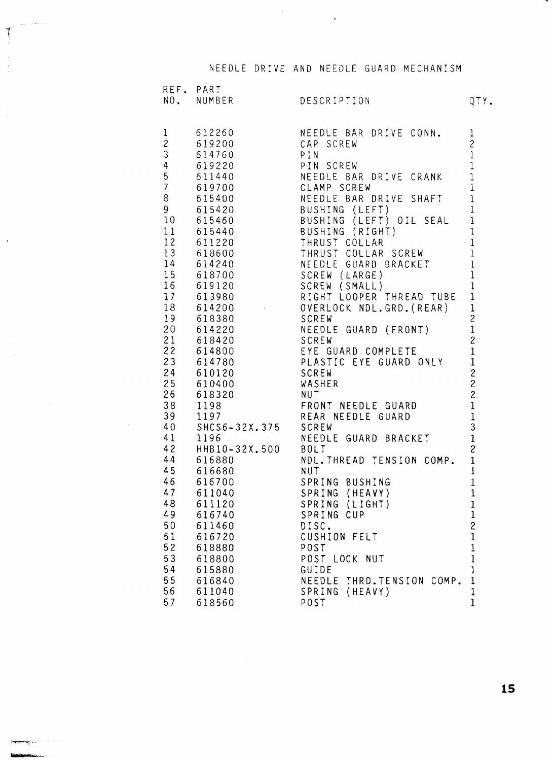## NEEDLE DRIVE AND NEEDLE GUARD MECHANISM

| REF. NO. | PART NUMBER | DESCRIPTION | QTY. |
|---|---|---|---|
| 1 | 612260 | NEEDLE BAR DRIVE CONN. | 1 |
| 2 | 619200 | CAP SCREW | 2 |
| 3 | 614760 | PIN | 1 |
| 4 | 619220 | PIN SCREW | 1 |
| 5 | 611440 | NEEDLE BAR DRIVE CRANK | 1 |
| 7 | 619700 | CLAMP SCREW | 1 |
| 8 | 615400 | NEEDLE BAR DRIVE SHAFT | 1 |
| 9 | 615420 | BUSHING (LEFT) | 1 |
| 10 | 615460 | BUSHING (LEFT) OIL SEAL | 1 |
| 11 | 615440 | BUSHING (RIGHT) | 1 |
| 12 | 611220 | THRUST COLLAR | 1 |
| 13 | 618600 | THRUST COLLAR SCREW | 1 |
| 14 | 614240 | NEEDLE GUARD BRACKET | 1 |
| 15 | 618700 | SCREW (LARGE) | 1 |
| 16 | 619120 | SCREW (SMALL) | 1 |
| 17 | 613980 | RIGHT LOOPER THREAD TUBE | 1 |
| 18 | 614200 | OVERLOCK NDL.GRD.(REAR) | 1 |
| 19 | 618380 | SCREW | 2 |
| 20 | 614220 | NEEDLE GUARD (FRONT) | 1 |
| 21 | 618420 | SCREW | 2 |
| 22 | 614800 | EYE GUARD COMPLETE | 1 |
| 23 | 614780 | PLASTIC EYE GUARD ONLY | 1 |
| 24 | 610120 | SCREW | 2 |
| 25 | 610400 | WASHER | 2 |
| 26 | 618320 | NUT | 2 |
| 38 | 1198 | FRONT NEEDLE GUARD | 1 |
| 39 | 1197 | REAR NEEDLE GUARD | 1 |
| 40 | SHCS6-32X.375 | SCREW | 3 |
| 41 | 1196 | NEEDLE GUARD BRACKET | 1 |
| 42 | HHB10-32X.500 | BOLT | 2 |
| 44 | 616880 | NDL.THREAD TENSION COMP. | 1 |
| 45 | 616680 | NUT | 1 |
| 46 | 616700 | SPRING BUSHING | 1 |
| 47 | 611040 | SPRING (HEAVY) | 1 |
| 48 | 611120 | SPRING (LIGHT) | 1 |
| 49 | 616740 | SPRING CUP | 1 |
| 50 | 611460 | DISC. | 2 |
| 51 | 616720 | CUSHION FELT | 1 |
| 52 | 618880 | POST | 1 |
| 53 | 618800 | POST LOCK NUT | 1 |
| 54 | 615880 | GUIDE | 1 |
| 55 | 616840 | NEEDLE THRD.TENSION COMP. | 1 |
| 56 | 611040 | SPRING (HEAVY) | 1 |
| 57 | 618560 | POST | 1 |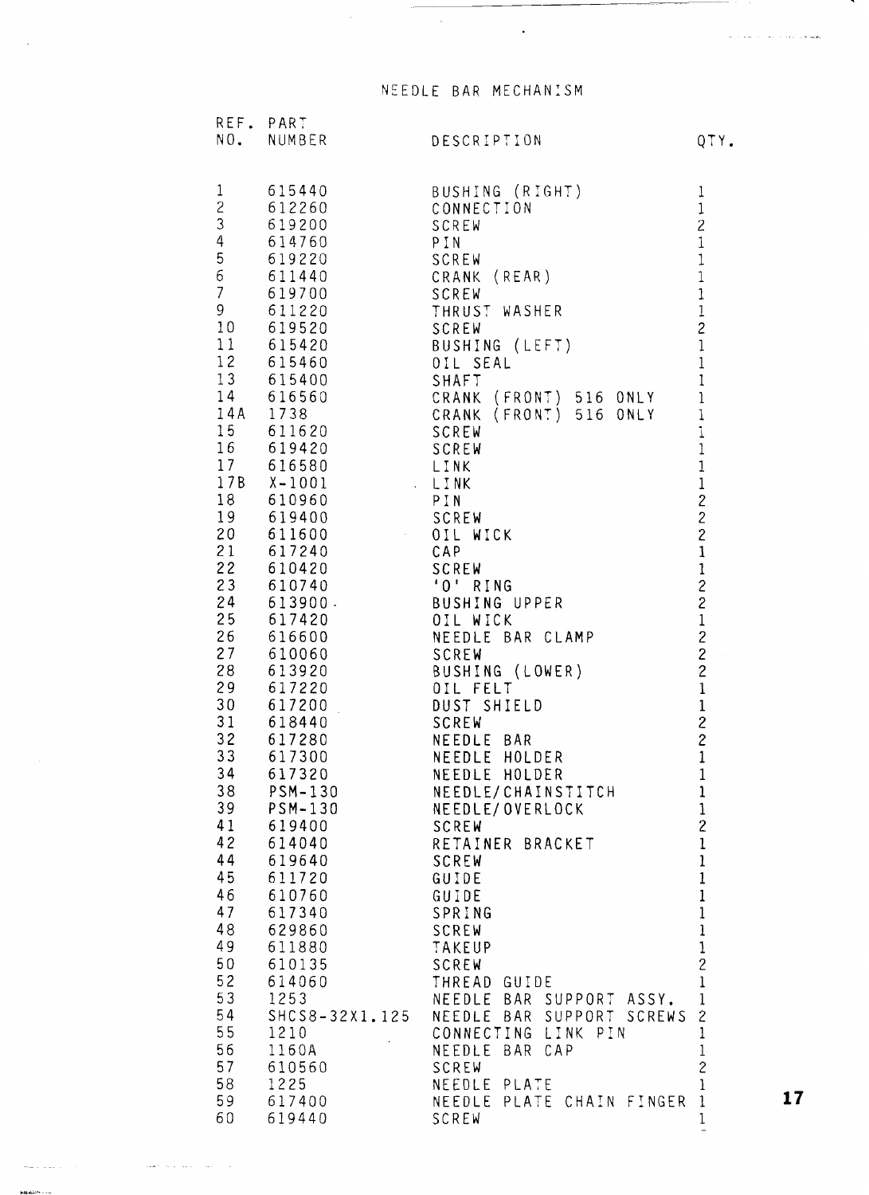## NEEDLE BAR MECHANISM

| REF. NO. | PART NUMBER | DESCRIPTION | QTY. |
|---|---|---|---|
| 1 | 615440 | BUSHING (RIGHT) | 1 |
| 2 | 612260 | CONNECTION | 1 |
| 3 | 619200 | SCREW | 2 |
| 4 | 614760 | PIN | 1 |
| 5 | 619220 | SCREW | 1 |
| 6 | 611440 | CRANK (REAR) | 1 |
| 7 | 619700 | SCREW | 1 |
| 9 | 611220 | THRUST WASHER | 1 |
| 10 | 619520 | SCREW | 2 |
| 11 | 615420 | BUSHING (LEFT) | 1 |
| 12 | 615460 | OIL SEAL | 1 |
| 13 | 615400 | SHAFT | 1 |
| 14 | 616560 | CRANK (FRONT) 516 ONLY | 1 |
| 14A | 1738 | CRANK (FRONT) 516 ONLY | 1 |
| 15 | 611620 | SCREW | 1 |
| 16 | 619420 | SCREW | 1 |
| 17 | 616580 | LINK | 1 |
| 17B | X-1001 | LINK | 1 |
| 18 | 610960 | PIN | 2 |
| 19 | 619400 | SCREW | 2 |
| 20 | 611600 | OIL WICK | 2 |
| 21 | 617240 | CAP | 1 |
| 22 | 610420 | SCREW | 1 |
| 23 | 610740 | 'O' RING | 2 |
| 24 | 613900. | BUSHING UPPER | 2 |
| 25 | 617420 | OIL WICK | 1 |
| 26 | 616600 | NEEDLE BAR CLAMP | 2 |
| 27 | 610060 | SCREW | 2 |
| 28 | 613920 | BUSHING (LOWER) | 2 |
| 29 | 617220 | OIL FELT | 1 |
| 30 | 617200 | DUST SHIELD | 1 |
| 31 | 618440 | SCREW | 2 |
| 32 | 617280 | NEEDLE BAR | 2 |
| 33 | 617300 | NEEDLE HOLDER | 1 |
| 34 | 617320 | NEEDLE HOLDER | 1 |
| 38 | PSM-130 | NEEDLE/CHAINSTITCH | 1 |
| 39 | PSM-130 | NEEDLE/OVERLOCK | 1 |
| 41 | 619400 | SCREW | 2 |
| 42 | 614040 | RETAINER BRACKET | 1 |
| 44 | 619640 | SCREW | 1 |
| 45 | 611720 | GUIDE | 1 |
| 46 | 610760 | GUIDE | 1 |
| 47 | 617340 | SPRING | 1 |
| 48 | 629860 | SCREW | 1 |
| 49 | 611880 | TAKEUP | 1 |
| 50 | 610135 | SCREW | 2 |
| 52 | 614060 | THREAD GUIDE | 1 |
| 53 | 1253 | NEEDLE BAR SUPPORT ASSY. | 1 |
| 54 | SHCS8-32X1.125 | NEEDLE BAR SUPPORT SCREWS | 2 |
| 55 | 1210 | CONNECTING LINK PIN | 1 |
| 56 | 1160A | NEEDLE BAR CAP | 1 |
| 57 | 610560 | SCREW | 2 |
| 58 | 1225 | NEEDLE PLATE | 1 |
| 59 | 617400 | NEEDLE PLATE CHAIN FINGER | 1 |
| 60 | 619440 | SCREW | 1 |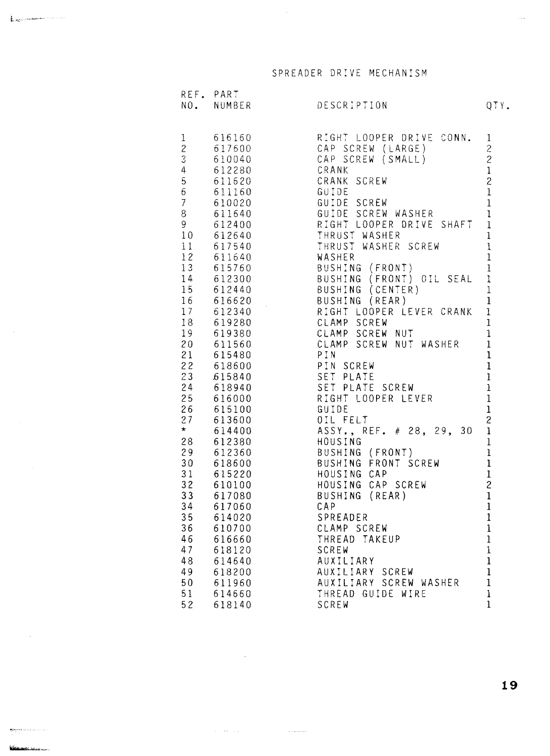# SPREADER DRIVE MECHANISM

| REF. NO. | PART NUMBER | DESCRIPTION | QTY. |
|---|---|---|---|
| 1 | 616160 | RIGHT LOOPER DRIVE CONN. | 1 |
| 2 | 617600 | CAP SCREW (LARGE) | 2 |
| 3 | 610040 | CAP SCREW (SMALL) | 2 |
| 4 | 612280 | CRANK | 1 |
| 5 | 611620 | CRANK SCREW | 2 |
| 6 | 611160 | GUIDE | 1 |
| 7 | 610020 | GUIDE SCREW | 1 |
| 8 | 611640 | GUIDE SCREW WASHER | 1 |
| 9 | 612400 | RIGHT LOOPER DRIVE SHAFT | 1 |
| 10 | 612640 | THRUST WASHER | 1 |
| 11 | 617540 | THRUST WASHER SCREW | 1 |
| 12 | 611640 | WASHER | 1 |
| 13 | 615760 | BUSHING (FRONT) | 1 |
| 14 | 612300 | BUSHING (FRONT) OIL SEAL | 1 |
| 15 | 612440 | BUSHING (CENTER) | 1 |
| 16 | 616620 | BUSHING (REAR) | 1 |
| 17 | 612340 | RIGHT LOOPER LEVER CRANK | 1 |
| 18 | 619280 | CLAMP SCREW | 1 |
| 19 | 619380 | CLAMP SCREW NUT | 1 |
| 20 | 611560 | CLAMP SCREW NUT WASHER | 1 |
| 21 | 615480 | PIN | 1 |
| 22 | 618600 | PIN SCREW | 1 |
| 23 | 615840 | SET PLATE | 1 |
| 24 | 618940 | SET PLATE SCREW | 1 |
| 25 | 616000 | RIGHT LOOPER LEVER | 1 |
| 26 | 615100 | GUIDE | 1 |
| 27 | 613600 | OIL FELT | 2 |
| * | 614400 | ASSY., REF. # 28, 29, 30 | 1 |
| 28 | 612380 | HOUSING | 1 |
| 29 | 612360 | BUSHING (FRONT) | 1 |
| 30 | 618600 | BUSHING FRONT SCREW | 1 |
| 31 | 615220 | HOUSING CAP | 1 |
| 32 | 610100 | HOUSING CAP SCREW | 2 |
| 33 | 617080 | BUSHING (REAR) | 1 |
| 34 | 617060 | CAP | 1 |
| 35 | 614020 | SPREADER | 1 |
| 36 | 610700 | CLAMP SCREW | 1 |
| 46 | 616660 | THREAD TAKEUP | 1 |
| 47 | 618120 | SCREW | 1 |
| 48 | 614640 | AUXILIARY | 1 |
| 49 | 618200 | AUXILIARY SCREW | 1 |
| 50 | 611960 | AUXILIARY SCREW WASHER | 1 |
| 51 | 614660 | THREAD GUIDE WIRE | 1 |
| 52 | 618140 | SCREW | 1 |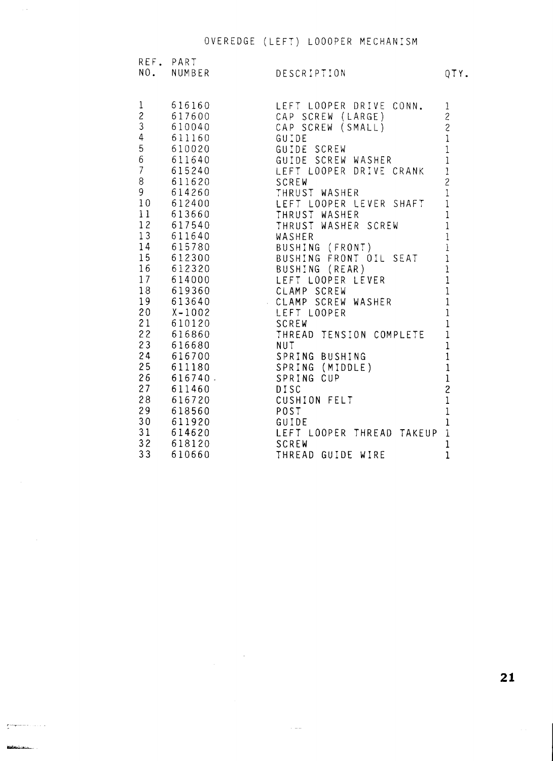# OVEREDGE (LEFT) LOOOPER MECHANISM

| REF. NO. | PART NUMBER | DESCRIPTION | QTY. |
|---|---|---|---|
| 1 | 616160 | LEFT LOOPER DRIVE CONN. | 1 |
| 2 | 617600 | CAP SCREW (LARGE) | 2 |
| 3 | 610040 | CAP SCREW (SMALL) | 2 |
| 4 | 611160 | GUIDE | 1 |
| 5 | 610020 | GUIDE SCREW | 1 |
| 6 | 611640 | GUIDE SCREW WASHER | 1 |
| 7 | 615240 | LEFT LOOPER DRIVE CRANK | 1 |
| 8 | 611620 | SCREW | 2 |
| 9 | 614260 | THRUST WASHER | 1 |
| 10 | 612400 | LEFT LOOPER LEVER SHAFT | 1 |
| 11 | 613660 | THRUST WASHER | 1 |
| 12 | 617540 | THRUST WASHER SCREW | 1 |
| 13 | 611640 | WASHER | 1 |
| 14 | 615780 | BUSHING (FRONT) | 1 |
| 15 | 612300 | BUSHING FRONT OIL SEAT | 1 |
| 16 | 612320 | BUSHING (REAR) | 1 |
| 17 | 614000 | LEFT LOOPER LEVER | 1 |
| 18 | 619360 | CLAMP SCREW | 1 |
| 19 | 613640 | CLAMP SCREW WASHER | 1 |
| 20 | X-1002 | LEFT LOOPER | 1 |
| 21 | 610120 | SCREW | 1 |
| 22 | 616860 | THREAD TENSION COMPLETE | 1 |
| 23 | 616680 | NUT | 1 |
| 24 | 616700 | SPRING BUSHING | 1 |
| 25 | 611180 | SPRING (MIDDLE) | 1 |
| 26 | 616740. | SPRING CUP | 1 |
| 27 | 611460 | DISC | 2 |
| 28 | 616720 | CUSHION FELT | 1 |
| 29 | 618560 | POST | 1 |
| 30 | 611920 | GUIDE | 1 |
| 31 | 614620 | LEFT LOOPER THREAD TAKEUP | 1 |
| 32 | 618120 | SCREW | 1 |
| 33 | 610660 | THREAD GUIDE WIRE | 1 |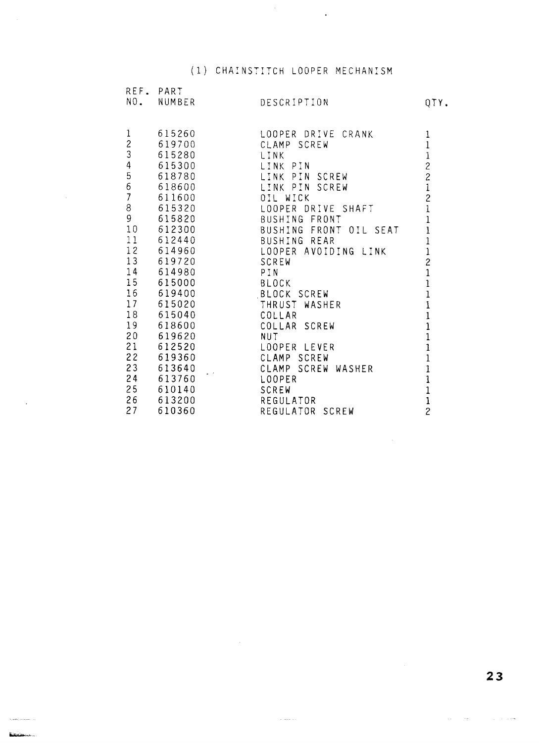## (1) CHAINSTITCH LOOPER MECHANISM

| REF. NO. | PART NUMBER | DESCRIPTION | QTY. |
|---|---|---|---|
| 1 | 615260 | LOOPER DRIVE CRANK | 1 |
| 2 | 619700 | CLAMP SCREW | 1 |
| 3 | 615280 | LINK | 1 |
| 4 | 615300 | LINK PIN | 2 |
| 5 | 618780 | LINK PIN SCREW | 2 |
| 6 | 618600 | LINK PIN SCREW | 1 |
| 7 | 611600 | OIL WICK | 2 |
| 8 | 615320 | LOOPER DRIVE SHAFT | 1 |
| 9 | 615820 | BUSHING FRONT | 1 |
| 10 | 612300 | BUSHING FRONT OIL SEAT | 1 |
| 11 | 612440 | BUSHING REAR | 1 |
| 12 | 614960 | LOOPER AVOIDING LINK | 1 |
| 13 | 619720 | SCREW | 2 |
| 14 | 614980 | PIN | 1 |
| 15 | 615000 | BLOCK | 1 |
| 16 | 619400 | BLOCK SCREW | 1 |
| 17 | 615020 | THRUST WASHER | 1 |
| 18 | 615040 | COLLAR | 1 |
| 19 | 618600 | COLLAR SCREW | 1 |
| 20 | 619620 | NUT | 1 |
| 21 | 612520 | LOOPER LEVER | 1 |
| 22 | 619360 | CLAMP SCREW | 1 |
| 23 | 613640 | CLAMP SCREW WASHER | 1 |
| 24 | 613760 | LOOPER | 1 |
| 25 | 610140 | SCREW | 1 |
| 26 | 613200 | REGULATOR | 1 |
| 27 | 610360 | REGULATOR SCREW | 2 |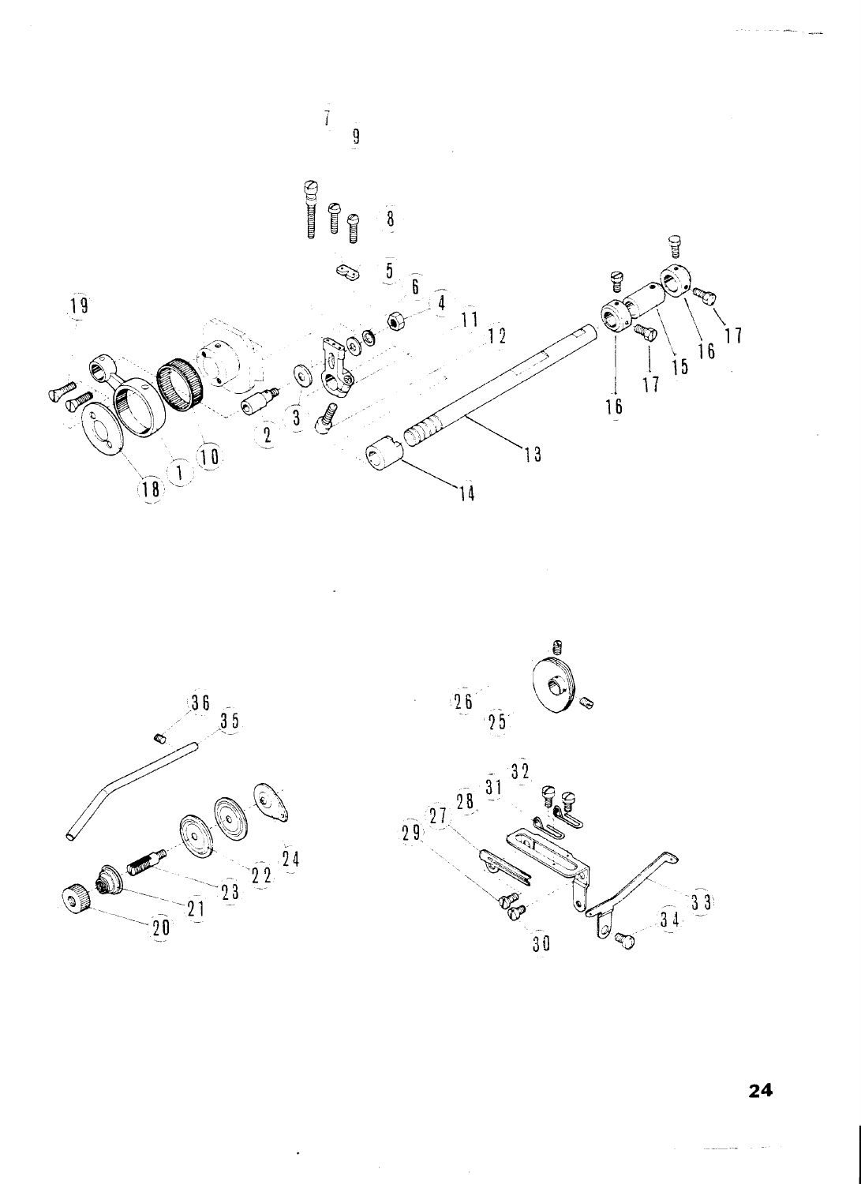7

9

8

5

6

19

4

11

12

17

16

17

15

16

17

16

2

3

13

18

1

10

14

36

35

26

25

32

31

28

27

29

24

22

23

21

20

33

34

30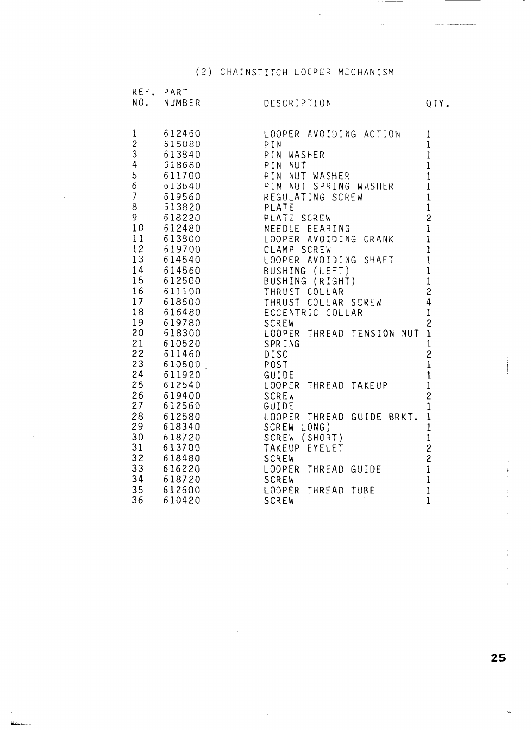## (2) CHAINSTITCH LOOPER MECHANISM

| REF. NO. | PART NUMBER | DESCRIPTION | QTY. |
|---|---|---|---|
| 1 | 612460 | LOOPER AVOIDING ACTION | 1 |
| 2 | 615080 | PIN | 1 |
| 3 | 613840 | PIN WASHER | 1 |
| 4 | 618680 | PIN NUT | 1 |
| 5 | 611700 | PIN NUT WASHER | 1 |
| 6 | 613640 | PIN NUT SPRING WASHER | 1 |
| 7 | 619560 | REGULATING SCREW | 1 |
| 8 | 613820 | PLATE | 1 |
| 9 | 618220 | PLATE SCREW | 2 |
| 10 | 612480 | NEEDLE BEARING | 1 |
| 11 | 613800 | LOOPER AVOIDING CRANK | 1 |
| 12 | 619700 | CLAMP SCREW | 1 |
| 13 | 614540 | LOOPER AVOIDING SHAFT | 1 |
| 14 | 614560 | BUSHING (LEFT) | 1 |
| 15 | 612500 | BUSHING (RIGHT) | 1 |
| 16 | 611100 | THRUST COLLAR | 2 |
| 17 | 618600 | THRUST COLLAR SCREW | 4 |
| 18 | 616480 | ECCENTRIC COLLAR | 1 |
| 19 | 619780 | SCREW | 2 |
| 20 | 618300 | LOOPER THREAD TENSION NUT | 1 |
| 21 | 610520 | SPRING | 1 |
| 22 | 611460 | DISC | 2 |
| 23 | 610500 | POST | 1 |
| 24 | 611920 | GUIDE | 1 |
| 25 | 612540 | LOOPER THREAD TAKEUP | 1 |
| 26 | 619400 | SCREW | 2 |
| 27 | 612560 | GUIDE | 1 |
| 28 | 612580 | LOOPER THREAD GUIDE BRKT. | 1 |
| 29 | 618340 | SCREW LONG) | 1 |
| 30 | 618720 | SCREW (SHORT) | 1 |
| 31 | 613700 | TAKEUP EYELET | 2 |
| 32 | 618480 | SCREW | 2 |
| 33 | 616220 | LOOPER THREAD GUIDE | 1 |
| 34 | 618720 | SCREW | 1 |
| 35 | 612600 | LOOPER THREAD TUBE | 1 |
| 36 | 610420 | SCREW | 1 |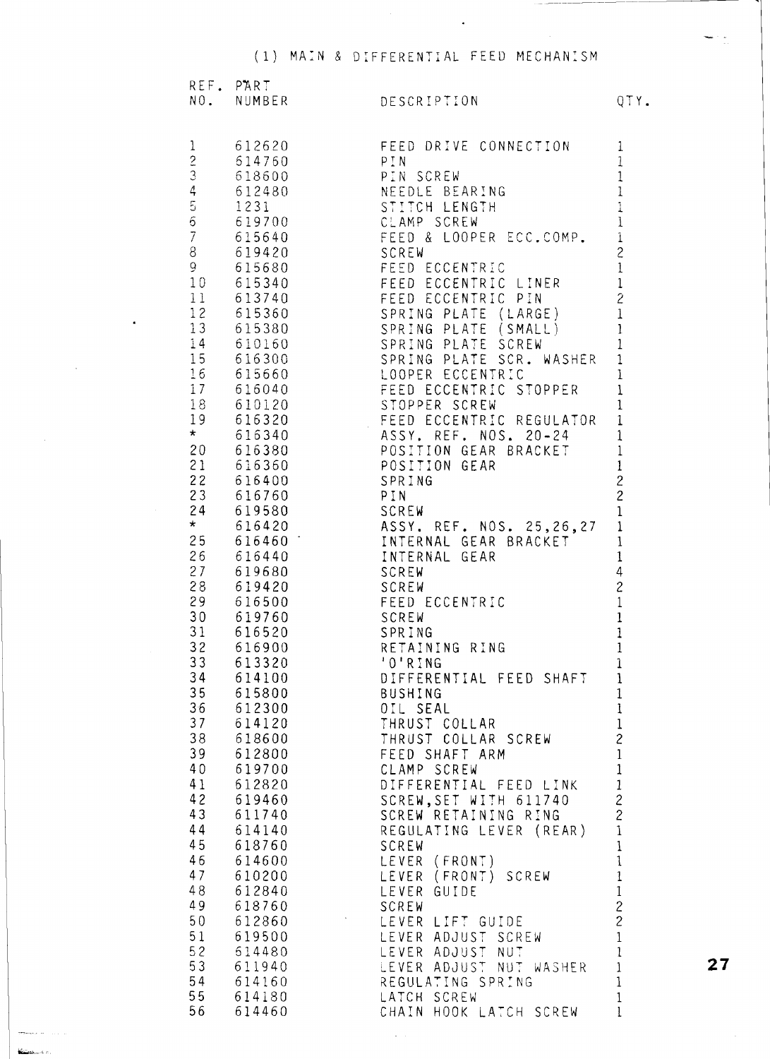## (1) MAIN & DIFFERENTIAL FEED MECHANISM

| REF. NO. | PART NUMBER | DESCRIPTION | QTY. |
|---|---|---|---|
| 1 | 612620 | FEED DRIVE CONNECTION | 1 |
| 2 | 614760 | PIN | 1 |
| 3 | 618600 | PIN SCREW | 1 |
| 4 | 612480 | NEEDLE BEARING | 1 |
| 5 | 1231 | STITCH LENGTH | 1 |
| 6 | 619700 | CLAMP SCREW | 1 |
| 7 | 615640 | FEED & LOOPER ECC.COMP. | 1 |
| 8 | 619420 | SCREW | 2 |
| 9 | 615680 | FEED ECCENTRIC | 1 |
| 10 | 615340 | FEED ECCENTRIC LINER | 1 |
| 11 | 613740 | FEED ECCENTRIC PIN | 2 |
| 12 | 615360 | SPRING PLATE (LARGE) | 1 |
| 13 | 615380 | SPRING PLATE (SMALL) | 1 |
| 14 | 610160 | SPRING PLATE SCREW | 1 |
| 15 | 616300 | SPRING PLATE SCR. WASHER | 1 |
| 16 | 615660 | LOOPER ECCENTRIC | 1 |
| 17 | 616040 | FEED ECCENTRIC STOPPER | 1 |
| 18 | 610120 | STOPPER SCREW | 1 |
| 19 | 616320 | FEED ECCENTRIC REGULATOR | 1 |
| * | 616340 | ASSY. REF. NOS. 20-24 | 1 |
| 20 | 616380 | POSITION GEAR BRACKET | 1 |
| 21 | 616360 | POSITION GEAR | 1 |
| 22 | 616400 | SPRING | 2 |
| 23 | 616760 | PIN | 2 |
| 24 | 619580 | SCREW | 1 |
| * | 616420 | ASSY. REF. NOS. 25,26,27 | 1 |
| 25 | 616460 | INTERNAL GEAR BRACKET | 1 |
| 26 | 616440 | INTERNAL GEAR | 1 |
| 27 | 619680 | SCREW | 4 |
| 28 | 619420 | SCREW | 2 |
| 29 | 616500 | FEED ECCENTRIC | 1 |
| 30 | 619760 | SCREW | 1 |
| 31 | 616520 | SPRING | 1 |
| 32 | 616900 | RETAINING RING | 1 |
| 33 | 613320 | 'O'RING | 1 |
| 34 | 614100 | DIFFERENTIAL FEED SHAFT | 1 |
| 35 | 615800 | BUSHING | 1 |
| 36 | 612300 | OIL SEAL | 1 |
| 37 | 614120 | THRUST COLLAR | 1 |
| 38 | 618600 | THRUST COLLAR SCREW | 2 |
| 39 | 612800 | FEED SHAFT ARM | 1 |
| 40 | 619700 | CLAMP SCREW | 1 |
| 41 | 612820 | DIFFERENTIAL FEED LINK | 1 |
| 42 | 619460 | SCREW,SET WITH 611740 | 2 |
| 43 | 611740 | SCREW RETAINING RING | 2 |
| 44 | 614140 | REGULATING LEVER (REAR) | 1 |
| 45 | 618760 | SCREW | 1 |
| 46 | 614600 | LEVER (FRONT) | 1 |
| 47 | 610200 | LEVER (FRONT) SCREW | 1 |
| 48 | 612840 | LEVER GUIDE | 1 |
| 49 | 618760 | SCREW | 2 |
| 50 | 612860 | LEVER LIFT GUIDE | 2 |
| 51 | 619500 | LEVER ADJUST SCREW | 1 |
| 52 | 614480 | LEVER ADJUST NUT | 1 |
| 53 | 611940 | LEVER ADJUST NUT WASHER | 1 |
| 54 | 614160 | REGULATING SPRING | 1 |
| 55 | 614180 | LATCH SCREW | 1 |
| 56 | 614460 | CHAIN HOOK LATCH SCREW | 1 |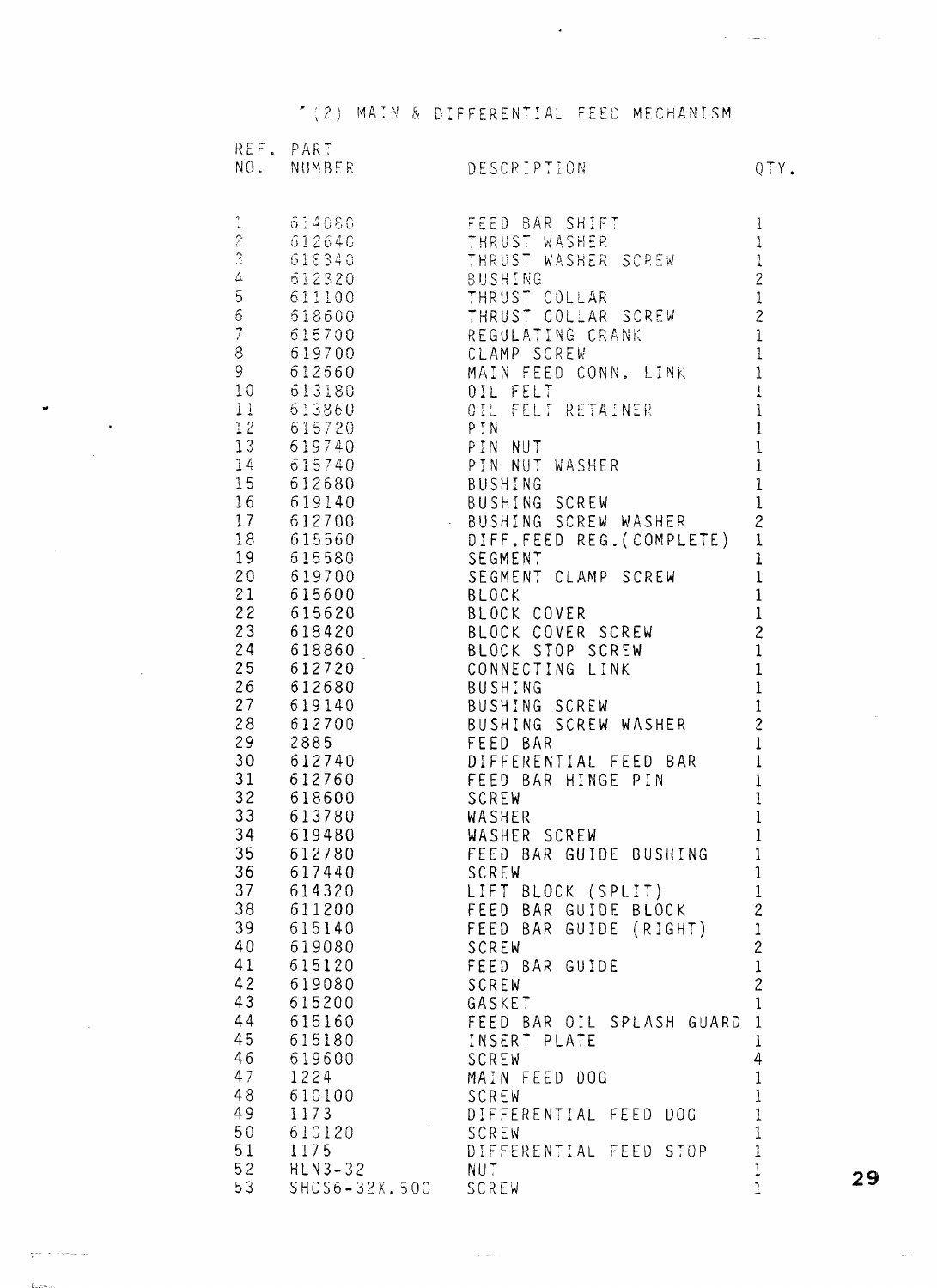## (2) MAIN & DIFFERENTIAL FEED MECHANISM

| REF. NO. | PART NUMBER | DESCRIPTION | QTY. |
|---|---|---|---|
| 1 | 614080 | FEED BAR SHIFT | 1 |
| 2 | 612640 | THRUST WASHER | 1 |
| 3 | 618340 | THRUST WASHER SCREW | 1 |
| 4 | 612320 | BUSHING | 2 |
| 5 | 611100 | THRUST COLLAR | 1 |
| 6 | 618600 | THRUST COLLAR SCREW | 2 |
| 7 | 615700 | REGULATING CRANK | 1 |
| 8 | 619700 | CLAMP SCREW | 1 |
| 9 | 612560 | MAIN FEED CONN. LINK | 1 |
| 10 | 613180 | OIL FELT | 1 |
| 11 | 613860 | OIL FELT RETAINER | 1 |
| 12 | 615720 | PIN | 1 |
| 13 | 619740 | PIN NUT | 1 |
| 14 | 615740 | PIN NUT WASHER | 1 |
| 15 | 612680 | BUSHING | 1 |
| 16 | 619140 | BUSHING SCREW | 1 |
| 17 | 612700 | BUSHING SCREW WASHER | 2 |
| 18 | 615560 | DIFF.FEED REG.(COMPLETE) | 1 |
| 19 | 615580 | SEGMENT | 1 |
| 20 | 619700 | SEGMENT CLAMP SCREW | 1 |
| 21 | 615600 | BLOCK | 1 |
| 22 | 615620 | BLOCK COVER | 1 |
| 23 | 618420 | BLOCK COVER SCREW | 2 |
| 24 | 618860 | BLOCK STOP SCREW | 1 |
| 25 | 612720 | CONNECTING LINK | 1 |
| 26 | 612680 | BUSHING | 1 |
| 27 | 619140 | BUSHING SCREW | 1 |
| 28 | 612700 | BUSHING SCREW WASHER | 2 |
| 29 | 2885 | FEED BAR | 1 |
| 30 | 612740 | DIFFERENTIAL FEED BAR | 1 |
| 31 | 612760 | FEED BAR HINGE PIN | 1 |
| 32 | 618600 | SCREW | 1 |
| 33 | 613780 | WASHER | 1 |
| 34 | 619480 | WASHER SCREW | 1 |
| 35 | 612780 | FEED BAR GUIDE BUSHING | 1 |
| 36 | 617440 | SCREW | 1 |
| 37 | 614320 | LIFT BLOCK (SPLIT) | 1 |
| 38 | 611200 | FEED BAR GUIDE BLOCK | 2 |
| 39 | 615140 | FEED BAR GUIDE (RIGHT) | 1 |
| 40 | 619080 | SCREW | 2 |
| 41 | 615120 | FEED BAR GUIDE | 1 |
| 42 | 619080 | SCREW | 2 |
| 43 | 615200 | GASKET | 1 |
| 44 | 615160 | FEED BAR OIL SPLASH GUARD | 1 |
| 45 | 615180 | INSERT PLATE | 1 |
| 46 | 619600 | SCREW | 4 |
| 47 | 1224 | MAIN FEED DOG | 1 |
| 48 | 610100 | SCREW | 1 |
| 49 | 1173 | DIFFERENTIAL FEED DOG | 1 |
| 50 | 610120 | SCREW | 1 |
| 51 | 1175 | DIFFERENTIAL FEED STOP | 1 |
| 52 | HLN3-32 | NUT | 1 |
| 53 | SHCS6-32X.500 | SCREW | 1 |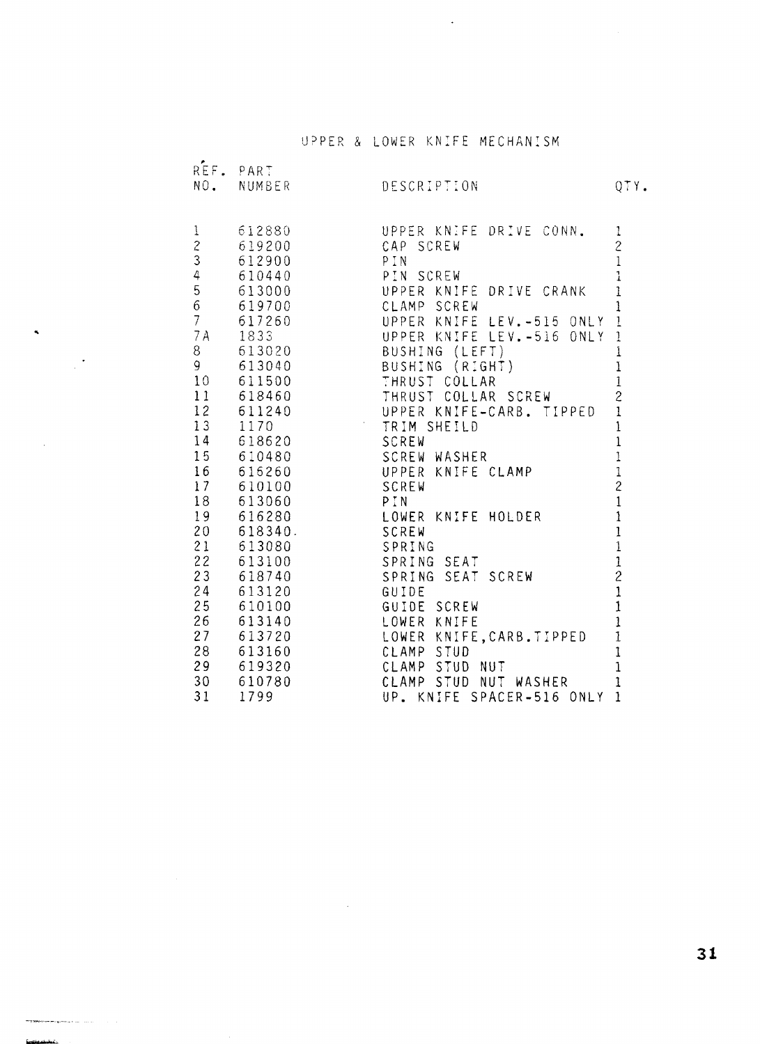# UPPER & LOWER KNIFE MECHANISM

| REF. NO. | PART NUMBER | DESCRIPTION | QTY. |
|---|---|---|---|
| 1 | 612880 | UPPER KNIFE DRIVE CONN. | 1 |
| 2 | 619200 | CAP SCREW | 2 |
| 3 | 612900 | PIN | 1 |
| 4 | 610440 | PIN SCREW | 1 |
| 5 | 613000 | UPPER KNIFE DRIVE CRANK | 1 |
| 6 | 619700 | CLAMP SCREW | 1 |
| 7 | 617260 | UPPER KNIFE LEV.-515 ONLY | 1 |
| 7A | 1833 | UPPER KNIFE LEV.-516 ONLY | 1 |
| 8 | 613020 | BUSHING (LEFT) | 1 |
| 9 | 613040 | BUSHING (RIGHT) | 1 |
| 10 | 611500 | THRUST COLLAR | 1 |
| 11 | 618460 | THRUST COLLAR SCREW | 2 |
| 12 | 611240 | UPPER KNIFE-CARB. TIPPED | 1 |
| 13 | 1170 | TRIM SHEILD | 1 |
| 14 | 618620 | SCREW | 1 |
| 15 | 610480 | SCREW WASHER | 1 |
| 16 | 616260 | UPPER KNIFE CLAMP | 1 |
| 17 | 610100 | SCREW | 2 |
| 18 | 613060 | PIN | 1 |
| 19 | 616280 | LOWER KNIFE HOLDER | 1 |
| 20 | 618340. | SCREW | 1 |
| 21 | 613080 | SPRING | 1 |
| 22 | 613100 | SPRING SEAT | 1 |
| 23 | 618740 | SPRING SEAT SCREW | 2 |
| 24 | 613120 | GUIDE | 1 |
| 25 | 610100 | GUIDE SCREW | 1 |
| 26 | 613140 | LOWER KNIFE | 1 |
| 27 | 613720 | LOWER KNIFE,CARB.TIPPED | 1 |
| 28 | 613160 | CLAMP STUD | 1 |
| 29 | 619320 | CLAMP STUD NUT | 1 |
| 30 | 610780 | CLAMP STUD NUT WASHER | 1 |
| 31 | 1799 | UP. KNIFE SPACER-516 ONLY | 1 |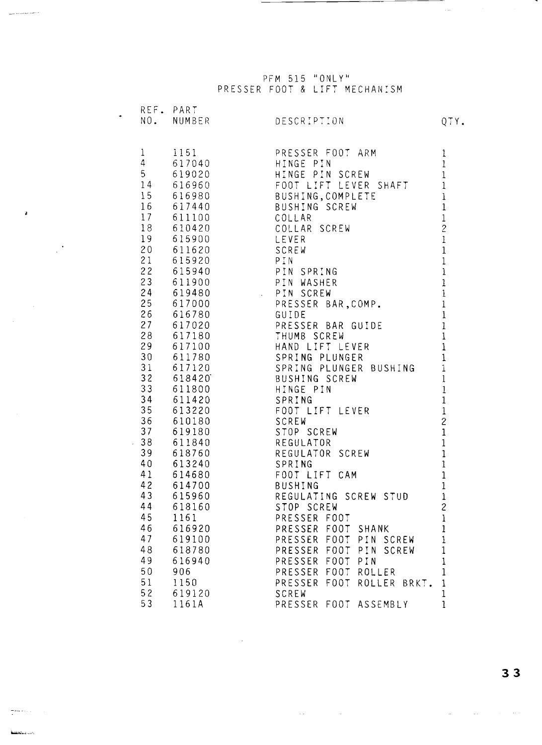# PFM 515 "ONLY"
## PRESSER FOOT & LIFT MECHANISM

| REF. NO. | PART NUMBER | DESCRIPTION | QTY. |
|---|---|---|---|
| 1 | 1151 | PRESSER FOOT ARM | 1 |
| 4 | 617040 | HINGE PIN | 1 |
| 5 | 619020 | HINGE PIN SCREW | 1 |
| 14 | 616960 | FOOT LIFT LEVER SHAFT | 1 |
| 15 | 616980 | BUSHING,COMPLETE | 1 |
| 16 | 617440 | BUSHING SCREW | 1 |
| 17 | 611100 | COLLAR | 1 |
| 18 | 610420 | COLLAR SCREW | 2 |
| 19 | 615900 | LEVER | 1 |
| 20 | 611620 | SCREW | 1 |
| 21 | 615920 | PIN | 1 |
| 22 | 615940 | PIN SPRING | 1 |
| 23 | 611900 | PIN WASHER | 1 |
| 24 | 619480 | PIN SCREW | 1 |
| 25 | 617000 | PRESSER BAR,COMP. | 1 |
| 26 | 616780 | GUIDE | 1 |
| 27 | 617020 | PRESSER BAR GUIDE | 1 |
| 28 | 617180 | THUMB SCREW | 1 |
| 29 | 617100 | HAND LIFT LEVER | 1 |
| 30 | 611780 | SPRING PLUNGER | 1 |
| 31 | 617120 | SPRING PLUNGER BUSHING | 1 |
| 32 | 618420 | BUSHING SCREW | 1 |
| 33 | 611800 | HINGE PIN | 1 |
| 34 | 611420 | SPRING | 1 |
| 35 | 613220 | FOOT LIFT LEVER | 1 |
| 36 | 610180 | SCREW | 2 |
| 37 | 619180 | STOP SCREW | 1 |
| 38 | 611840 | REGULATOR | 1 |
| 39 | 618760 | REGULATOR SCREW | 1 |
| 40 | 613240 | SPRING | 1 |
| 41 | 614680 | FOOT LIFT CAM | 1 |
| 42 | 614700 | BUSHING | 1 |
| 43 | 615960 | REGULATING SCREW STUD | 1 |
| 44 | 618160 | STOP SCREW | 2 |
| 45 | 1161 | PRESSER FOOT | 1 |
| 46 | 616920 | PRESSER FOOT SHANK | 1 |
| 47 | 619100 | PRESSER FOOT PIN SCREW | 1 |
| 48 | 618780 | PRESSER FOOT PIN SCREW | 1 |
| 49 | 616940 | PRESSER FOOT PIN | 1 |
| 50 | 906 | PRESSER FOOT ROLLER | 1 |
| 51 | 1150 | PRESSER FOOT ROLLER BRKT. | 1 |
| 52 | 619120 | SCREW | 1 |
| 53 | 1161A | PRESSER FOOT ASSEMBLY | 1 |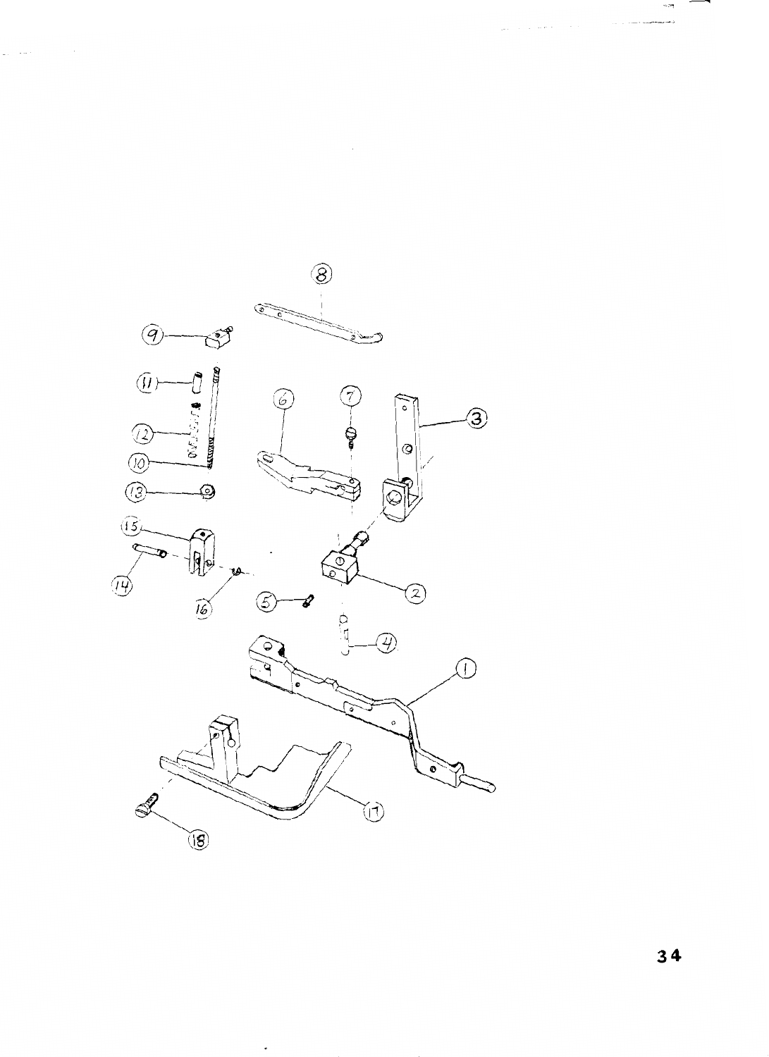1
2
3
4
5
6
7
8
9
10
11
12
13
14
15
16
17
18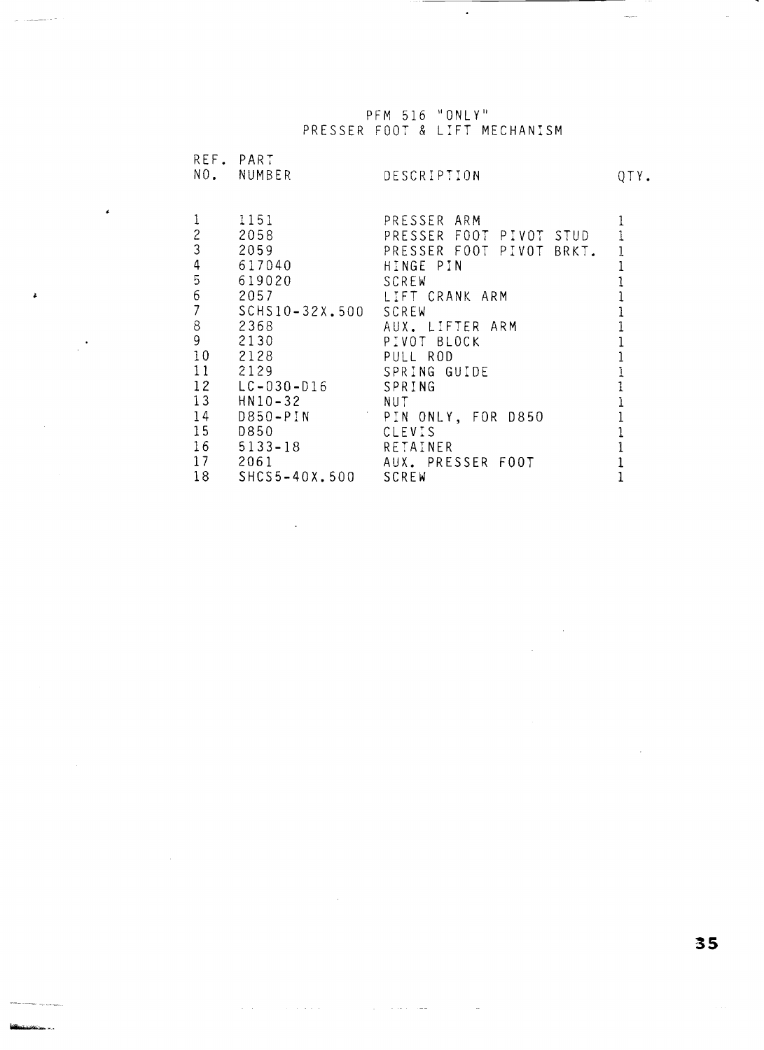# PFM 516 "ONLY"
## PRESSER FOOT & LIFT MECHANISM

| REF. NO. | PART NUMBER | DESCRIPTION | QTY. |
|---|---|---|---|
| 1 | 1151 | PRESSER ARM | 1 |
| 2 | 2058 | PRESSER FOOT PIVOT STUD | 1 |
| 3 | 2059 | PRESSER FOOT PIVOT BRKT. | 1 |
| 4 | 617040 | HINGE PIN | 1 |
| 5 | 619020 | SCREW | 1 |
| 6 | 2057 | LIFT CRANK ARM | 1 |
| 7 | SCHS10-32X.500 | SCREW | 1 |
| 8 | 2368 | AUX. LIFTER ARM | 1 |
| 9 | 2130 | PIVOT BLOCK | 1 |
| 10 | 2128 | PULL ROD | 1 |
| 11 | 2129 | SPRING GUIDE | 1 |
| 12 | LC-030-D16 | SPRING | 1 |
| 13 | HN10-32 | NUT | 1 |
| 14 | D850-PIN | PIN ONLY, FOR D850 | 1 |
| 15 | D850 | CLEVIS | 1 |
| 16 | 5133-18 | RETAINER | 1 |
| 17 | 2061 | AUX. PRESSER FOOT | 1 |
| 18 | SHCS5-40X.500 | SCREW | 1 |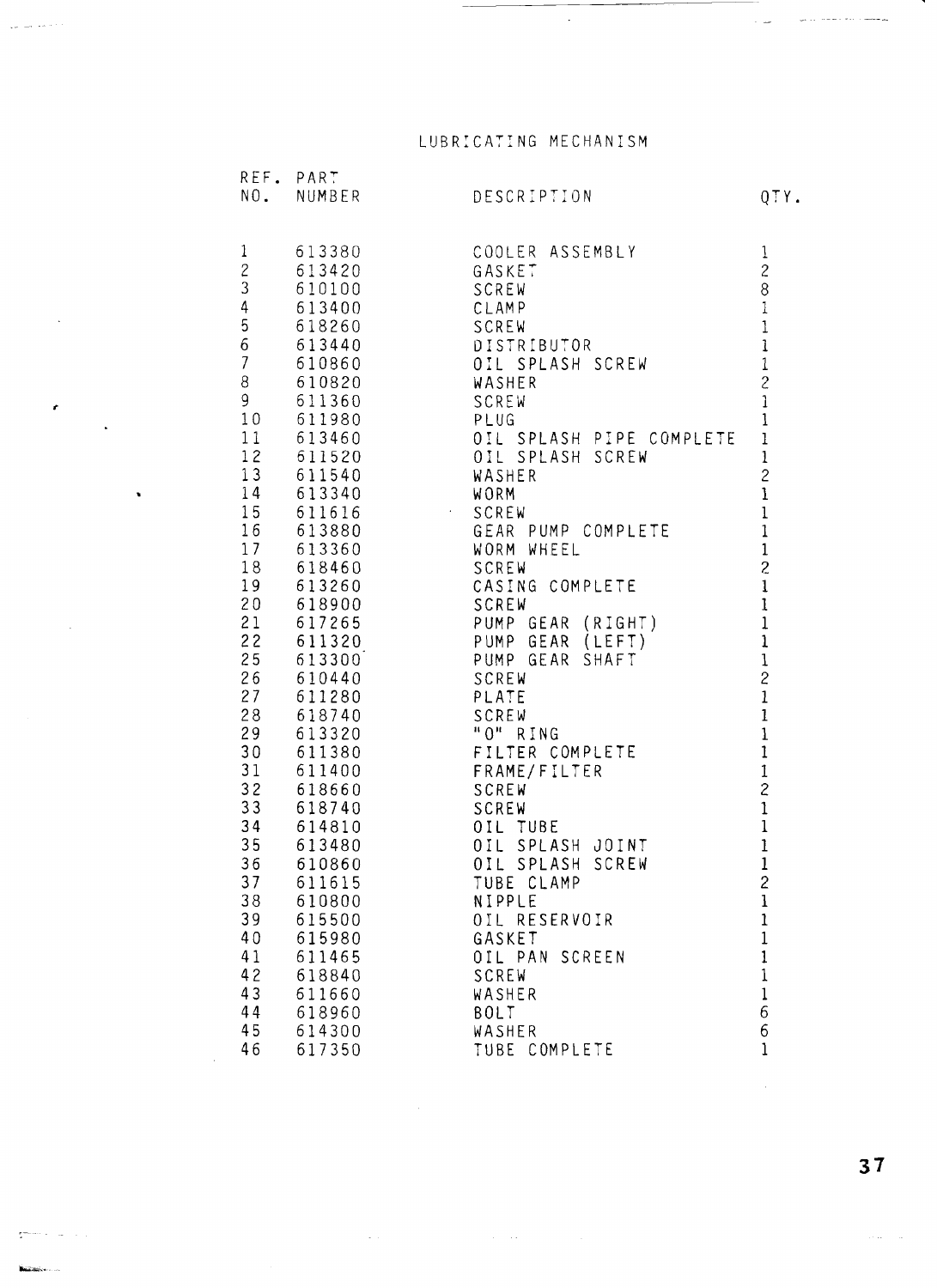## LUBRICATING MECHANISM

| REF. NO. | PART NUMBER | DESCRIPTION | QTY. |
|---|---|---|---|
| 1 | 613380 | COOLER ASSEMBLY | 1 |
| 2 | 613420 | GASKET | 2 |
| 3 | 610100 | SCREW | 8 |
| 4 | 613400 | CLAMP | 1 |
| 5 | 618260 | SCREW | 1 |
| 6 | 613440 | DISTRIBUTOR | 1 |
| 7 | 610860 | OIL SPLASH SCREW | 1 |
| 8 | 610820 | WASHER | 2 |
| 9 | 611360 | SCREW | 1 |
| 10 | 611980 | PLUG | 1 |
| 11 | 613460 | OIL SPLASH PIPE COMPLETE | 1 |
| 12 | 611520 | OIL SPLASH SCREW | 1 |
| 13 | 611540 | WASHER | 2 |
| 14 | 613340 | WORM | 1 |
| 15 | 611616 | SCREW | 1 |
| 16 | 613880 | GEAR PUMP COMPLETE | 1 |
| 17 | 613360 | WORM WHEEL | 1 |
| 18 | 618460 | SCREW | 2 |
| 19 | 613260 | CASING COMPLETE | 1 |
| 20 | 618900 | SCREW | 1 |
| 21 | 617265 | PUMP GEAR (RIGHT) | 1 |
| 22 | 611320 | PUMP GEAR (LEFT) | 1 |
| 25 | 613300 | PUMP GEAR SHAFT | 1 |
| 26 | 610440 | SCREW | 2 |
| 27 | 611280 | PLATE | 1 |
| 28 | 618740 | SCREW | 1 |
| 29 | 613320 | "O" RING | 1 |
| 30 | 611380 | FILTER COMPLETE | 1 |
| 31 | 611400 | FRAME/FILTER | 1 |
| 32 | 618660 | SCREW | 2 |
| 33 | 618740 | SCREW | 1 |
| 34 | 614810 | OIL TUBE | 1 |
| 35 | 613480 | OIL SPLASH JOINT | 1 |
| 36 | 610860 | OIL SPLASH SCREW | 1 |
| 37 | 611615 | TUBE CLAMP | 2 |
| 38 | 610800 | NIPPLE | 1 |
| 39 | 615500 | OIL RESERVOIR | 1 |
| 40 | 615980 | GASKET | 1 |
| 41 | 611465 | OIL PAN SCREEN | 1 |
| 42 | 618840 | SCREW | 1 |
| 43 | 611660 | WASHER | 1 |
| 44 | 618960 | BOLT | 6 |
| 45 | 614300 | WASHER | 6 |
| 46 | 617350 | TUBE COMPLETE | 1 |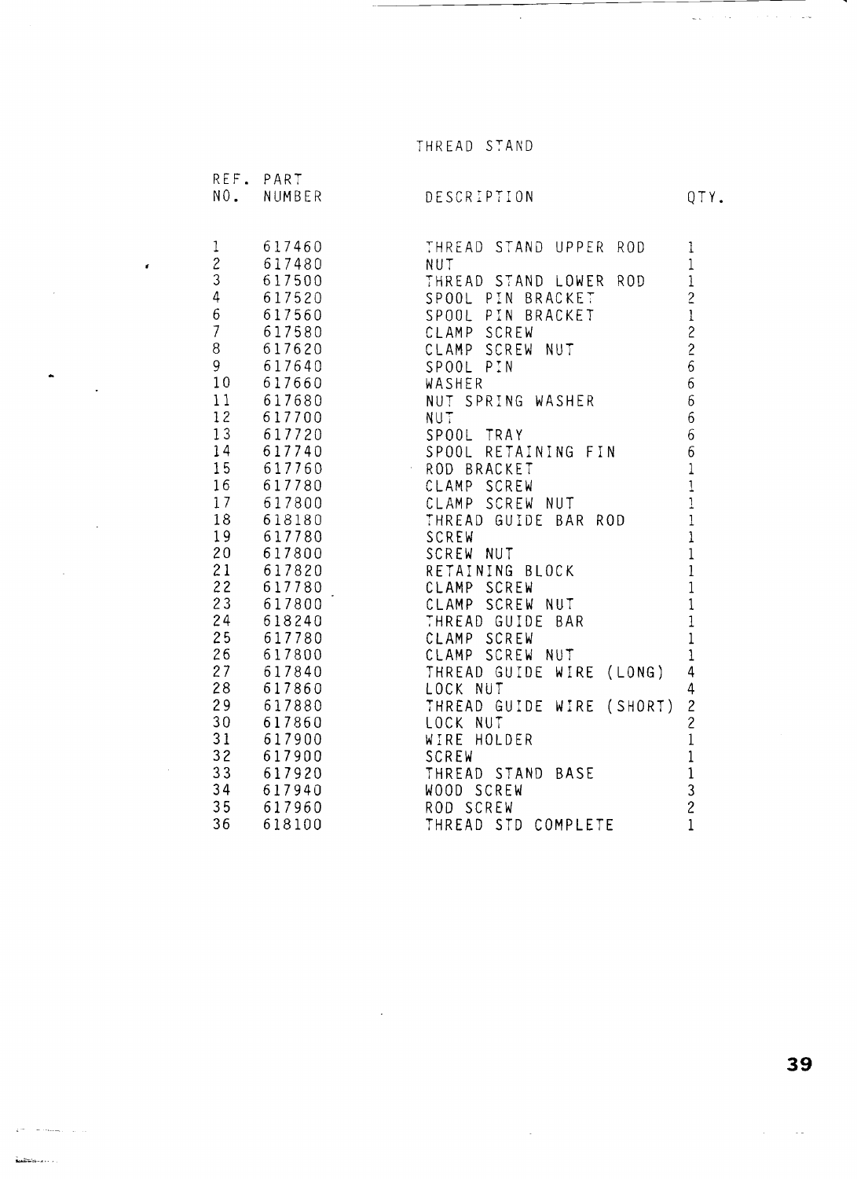# THREAD STAND

| REF. NO. | PART NUMBER | DESCRIPTION | QTY. |
|---|---|---|---|
| 1 | 617460 | THREAD STAND UPPER ROD | 1 |
| 2 | 617480 | NUT | 1 |
| 3 | 617500 | THREAD STAND LOWER ROD | 1 |
| 4 | 617520 | SPOOL PIN BRACKET | 2 |
| 6 | 617560 | SPOOL PIN BRACKET | 1 |
| 7 | 617580 | CLAMP SCREW | 2 |
| 8 | 617620 | CLAMP SCREW NUT | 2 |
| 9 | 617640 | SPOOL PIN | 6 |
| 10 | 617660 | WASHER | 6 |
| 11 | 617680 | NUT SPRING WASHER | 6 |
| 12 | 617700 | NUT | 6 |
| 13 | 617720 | SPOOL TRAY | 6 |
| 14 | 617740 | SPOOL RETAINING FIN | 6 |
| 15 | 617760 | ROD BRACKET | 1 |
| 16 | 617780 | CLAMP SCREW | 1 |
| 17 | 617800 | CLAMP SCREW NUT | 1 |
| 18 | 618180 | THREAD GUIDE BAR ROD | 1 |
| 19 | 617780 | SCREW | 1 |
| 20 | 617800 | SCREW NUT | 1 |
| 21 | 617820 | RETAINING BLOCK | 1 |
| 22 | 617780 | CLAMP SCREW | 1 |
| 23 | 617800 | CLAMP SCREW NUT | 1 |
| 24 | 618240 | THREAD GUIDE BAR | 1 |
| 25 | 617780 | CLAMP SCREW | 1 |
| 26 | 617800 | CLAMP SCREW NUT | 1 |
| 27 | 617840 | THREAD GUIDE WIRE (LONG) | 4 |
| 28 | 617860 | LOCK NUT | 4 |
| 29 | 617880 | THREAD GUIDE WIRE (SHORT) | 2 |
| 30 | 617860 | LOCK NUT | 2 |
| 31 | 617900 | WIRE HOLDER | 1 |
| 32 | 617900 | SCREW | 1 |
| 33 | 617920 | THREAD STAND BASE | 1 |
| 34 | 617940 | WOOD SCREW | 3 |
| 35 | 617960 | ROD SCREW | 2 |
| 36 | 618100 | THREAD STD COMPLETE | 1 |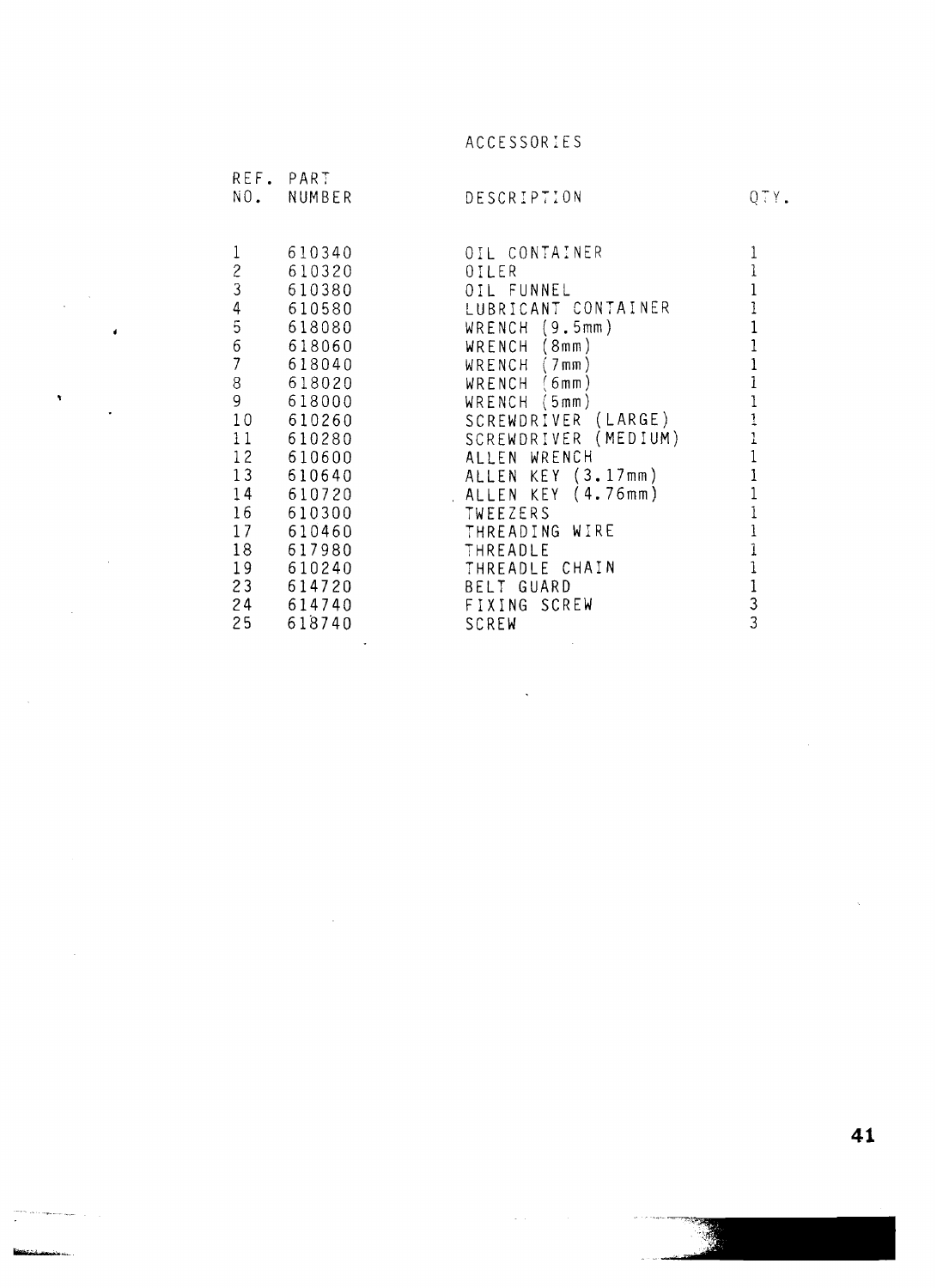# ACCESSORIES

| REF. NO. | PART NUMBER | DESCRIPTION | QTY. |
|---|---|---|---|
| 1 | 610340 | OIL CONTAINER | 1 |
| 2 | 610320 | OILER | 1 |
| 3 | 610380 | OIL FUNNEL | 1 |
| 4 | 610580 | LUBRICANT CONTAINER | 1 |
| 5 | 618080 | WRENCH (9.5mm) | 1 |
| 6 | 618060 | WRENCH (8mm) | 1 |
| 7 | 618040 | WRENCH (7mm) | 1 |
| 8 | 618020 | WRENCH (6mm) | 1 |
| 9 | 618000 | WRENCH (5mm) | 1 |
| 10 | 610260 | SCREWDRIVER (LARGE) | 1 |
| 11 | 610280 | SCREWDRIVER (MEDIUM) | 1 |
| 12 | 610600 | ALLEN WRENCH | 1 |
| 13 | 610640 | ALLEN KEY (3.17mm) | 1 |
| 14 | 610720 | ALLEN KEY (4.76mm) | 1 |
| 16 | 610300 | TWEEZERS | 1 |
| 17 | 610460 | THREADING WIRE | 1 |
| 18 | 617980 | THREADLE | 1 |
| 19 | 610240 | THREADLE CHAIN | 1 |
| 23 | 614720 | BELT GUARD | 1 |
| 24 | 614740 | FIXING SCREW | 3 |
| 25 | 618740 | SCREW | 3 |